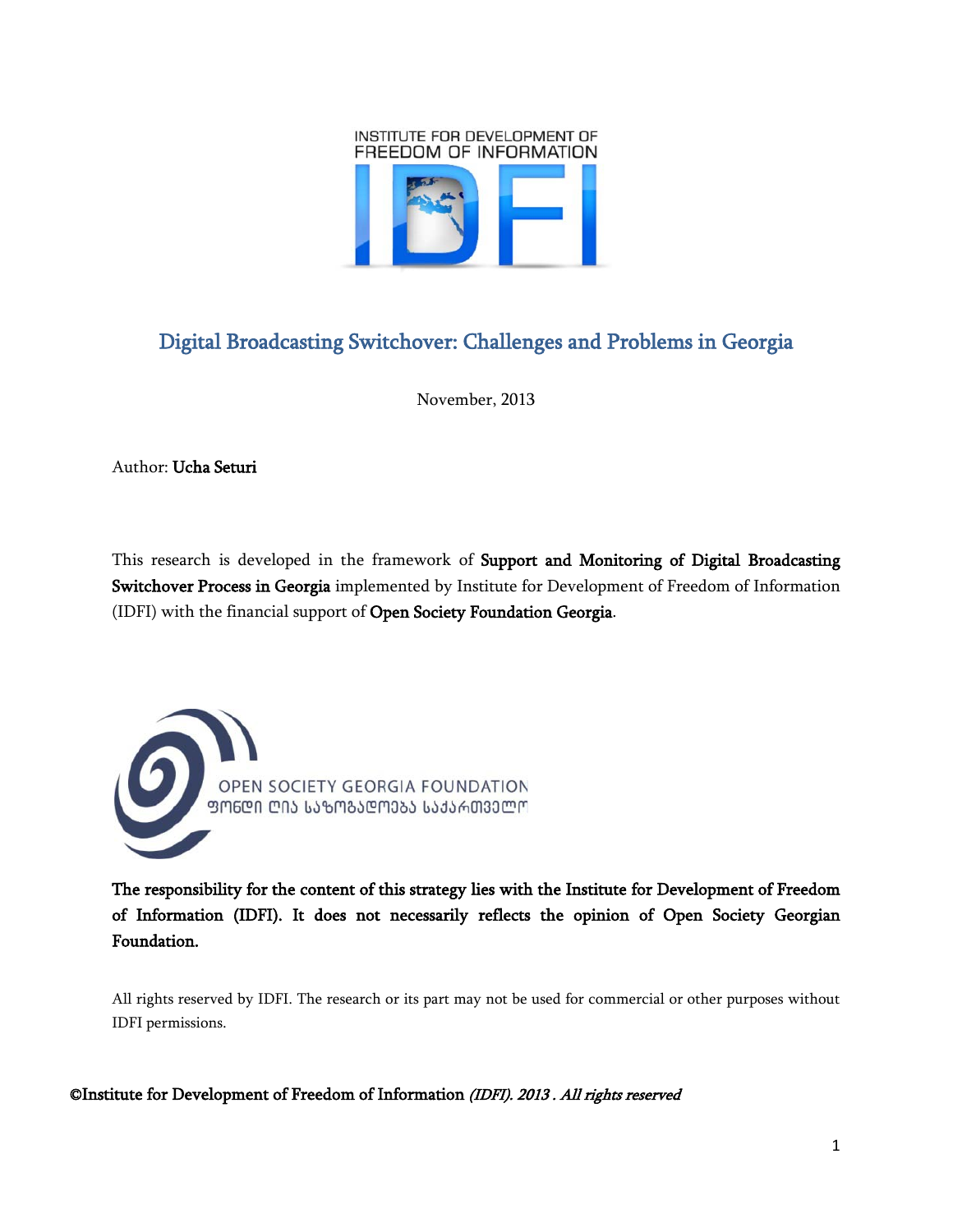INSTITUTE FOR DEVELOPMENT OF FREEDOM OF INFORMATION

IDFI

# Digital Broadcasting Switchover: Challenges and Problems in Georgia

November, 2013

Author: **Ucha Seturi**

This research is developed in the framework of **Support and Monitoring of Digital Broadcasting Switchover Process in Georgia** implemented by Institute for Development of Freedom of Information (IDFI) with the financial support of **Open Society Foundation Georgia**.

OPEN SOCIETY GEORGIA FOUNDATION

ფონდი ღია საზოგადოება საქართველო

**The responsibility for the content of this strategy lies with the Institute for Development of Freedom of Information (IDFI). It does not necessarily reflects the opinion of Open Society Georgian Foundation.**

All rights reserved by IDFI. The research or its part may not be used for commercial or other purposes without IDFI permissions.

©Institute for Development of Freedom of Information *(IDFI). 2013 . All rights reserved*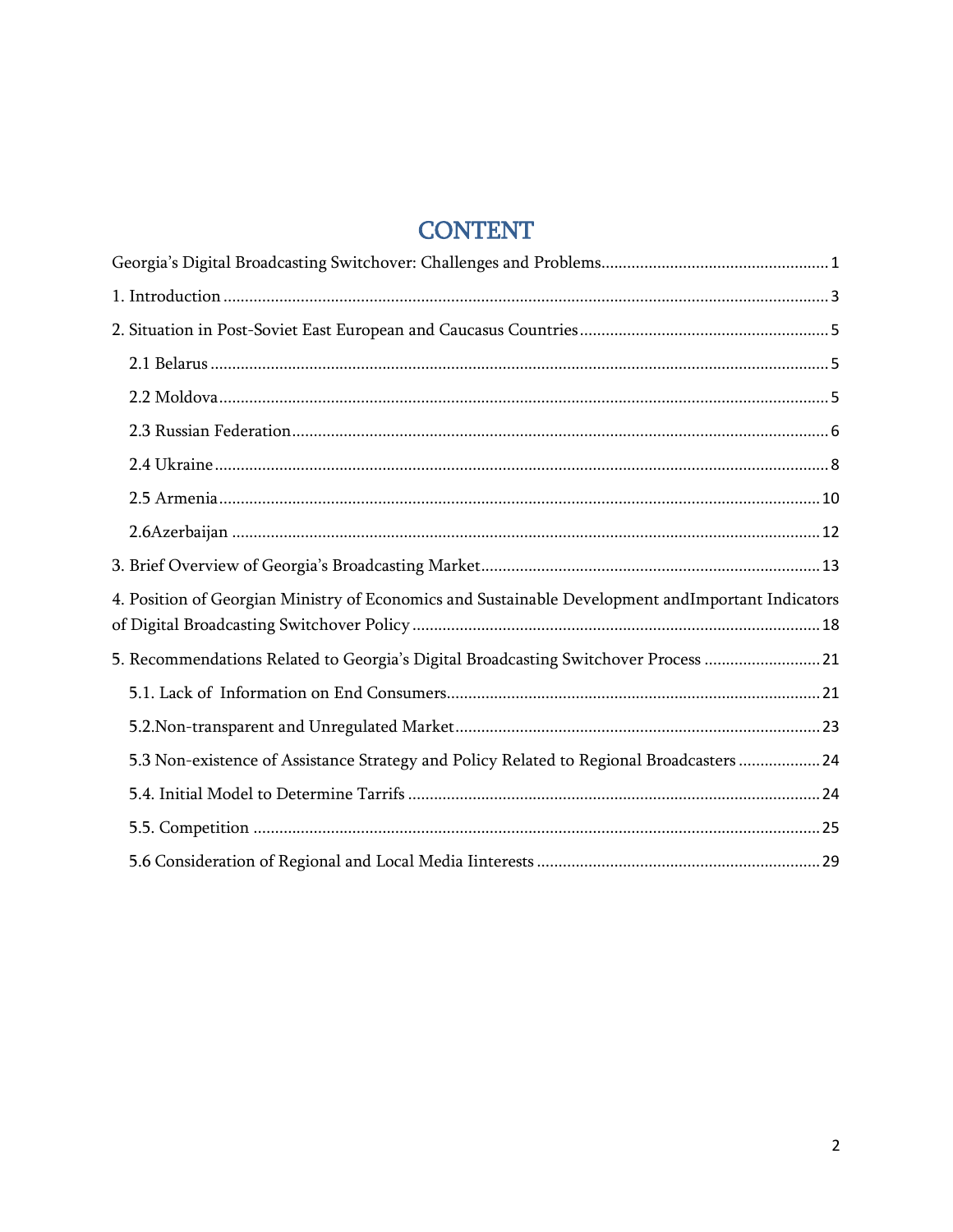# CONTENT

Georgia's Digital Broadcasting Switchover: Challenges and Problems .................................................... 1

1. Introduction ........................................................................................................................................... 3

2. Situation in Post-Soviet East European and Caucasus Countries ......................................................... 5

   2.1 Belarus ............................................................................................................................................. 5

   2.2 Moldova ........................................................................................................................................... 5

   2.3 Russian Federation ........................................................................................................................... 6

   2.4 Ukraine ............................................................................................................................................. 8

   2.5 Armenia .......................................................................................................................................... 10

   2.6Azerbaijan ....................................................................................................................................... 12

3. Brief Overview of Georgia's Broadcasting Market .............................................................................. 13

4. Position of Georgian Ministry of Economics and Sustainable Development andImportant Indicators of Digital Broadcasting Switchover Policy .............................................................................................. 18

5. Recommendations Related to Georgia's Digital Broadcasting Switchover Process ........................... 21

   5.1. Lack of Information on End Consumers ...................................................................................... 21

   5.2.Non-transparent and Unregulated Market .................................................................................... 23

   5.3 Non-existence of Assistance Strategy and Policy Related to Regional Broadcasters .................. 24

   5.4. Initial Model to Determine Tarrifs .............................................................................................. 24

   5.5. Competition .................................................................................................................................. 25

   5.6 Consideration of Regional and Local Media Iinterests ................................................................. 29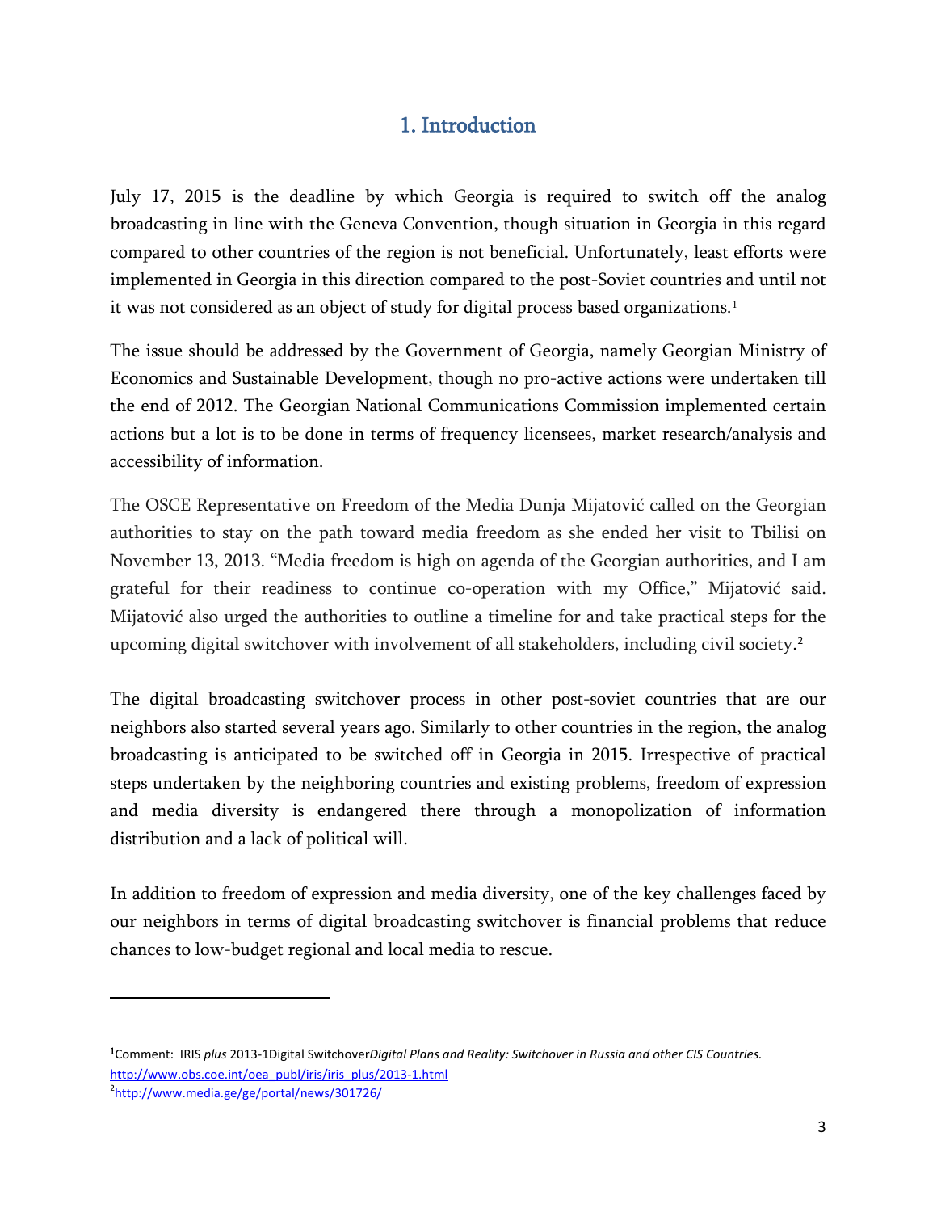# 1. Introduction

July 17, 2015 is the deadline by which Georgia is required to switch off the analog broadcasting in line with the Geneva Convention, though situation in Georgia in this regard compared to other countries of the region is not beneficial. Unfortunately, least efforts were implemented in Georgia in this direction compared to the post-Soviet countries and until not it was not considered as an object of study for digital process based organizations.[1]

The issue should be addressed by the Government of Georgia, namely Georgian Ministry of Economics and Sustainable Development, though no pro-active actions were undertaken till the end of 2012. The Georgian National Communications Commission implemented certain actions but a lot is to be done in terms of frequency licensees, market research/analysis and accessibility of information.

The OSCE Representative on Freedom of the Media Dunja Mijatović called on the Georgian authorities to stay on the path toward media freedom as she ended her visit to Tbilisi on November 13, 2013. "Media freedom is high on agenda of the Georgian authorities, and I am grateful for their readiness to continue co-operation with my Office," Mijatović said. Mijatović also urged the authorities to outline a timeline for and take practical steps for the upcoming digital switchover with involvement of all stakeholders, including civil society.[2]

The digital broadcasting switchover process in other post-soviet countries that are our neighbors also started several years ago. Similarly to other countries in the region, the analog broadcasting is anticipated to be switched off in Georgia in 2015. Irrespective of practical steps undertaken by the neighboring countries and existing problems, freedom of expression and media diversity is endangered there through a monopolization of information distribution and a lack of political will.

In addition to freedom of expression and media diversity, one of the key challenges faced by our neighbors in terms of digital broadcasting switchover is financial problems that reduce chances to low-budget regional and local media to rescue.

---

[1] Comment: IRIS *plus* 2013-1Digital Switchover*Digital Plans and Reality: Switchover in Russia and other CIS Countries.* http://www.obs.coe.int/oea_publ/iris/iris_plus/2013-1.html

[2] http://www.media.ge/ge/portal/news/301726/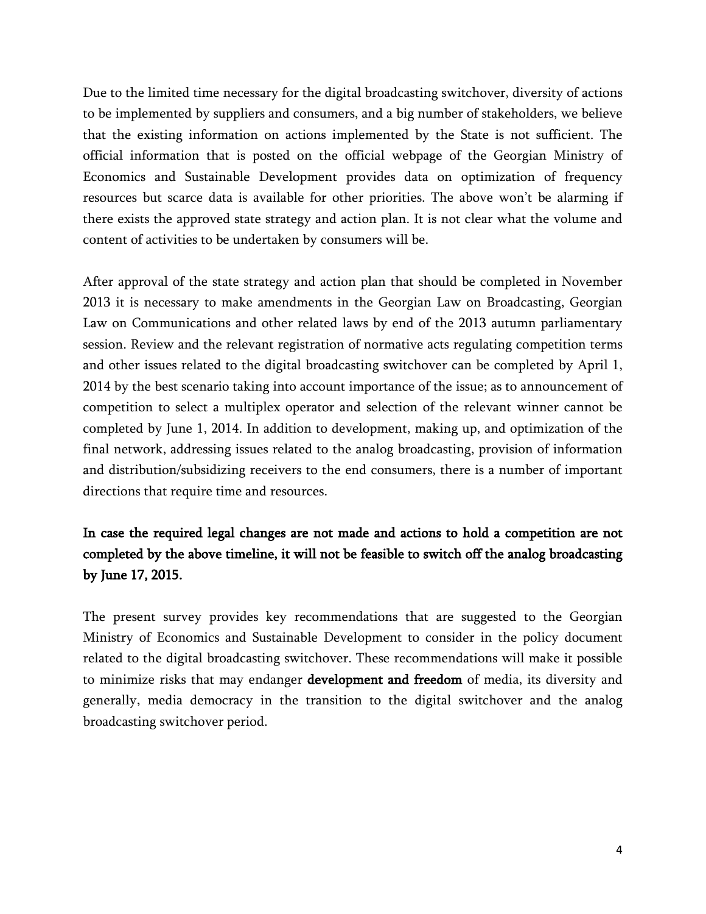Due to the limited time necessary for the digital broadcasting switchover, diversity of actions to be implemented by suppliers and consumers, and a big number of stakeholders, we believe that the existing information on actions implemented by the State is not sufficient. The official information that is posted on the official webpage of the Georgian Ministry of Economics and Sustainable Development provides data on optimization of frequency resources but scarce data is available for other priorities. The above won't be alarming if there exists the approved state strategy and action plan. It is not clear what the volume and content of activities to be undertaken by consumers will be.

After approval of the state strategy and action plan that should be completed in November 2013 it is necessary to make amendments in the Georgian Law on Broadcasting, Georgian Law on Communications and other related laws by end of the 2013 autumn parliamentary session. Review and the relevant registration of normative acts regulating competition terms and other issues related to the digital broadcasting switchover can be completed by April 1, 2014 by the best scenario taking into account importance of the issue; as to announcement of competition to select a multiplex operator and selection of the relevant winner cannot be completed by June 1, 2014. In addition to development, making up, and optimization of the final network, addressing issues related to the analog broadcasting, provision of information and distribution/subsidizing receivers to the end consumers, there is a number of important directions that require time and resources.

**In case the required legal changes are not made and actions to hold a competition are not completed by the above timeline, it will not be feasible to switch off the analog broadcasting by June 17, 2015.**

The present survey provides key recommendations that are suggested to the Georgian Ministry of Economics and Sustainable Development to consider in the policy document related to the digital broadcasting switchover. These recommendations will make it possible to minimize risks that may endanger **development and freedom** of media, its diversity and generally, media democracy in the transition to the digital switchover and the analog broadcasting switchover period.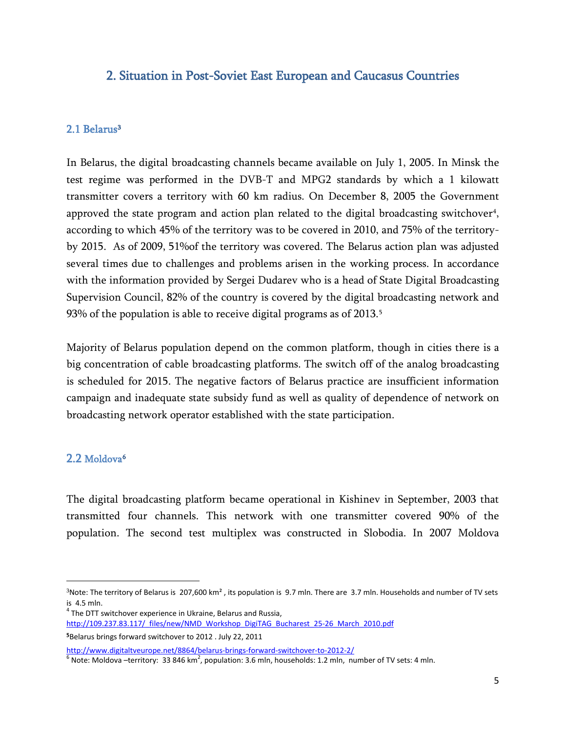## 2. Situation in Post-Soviet East European and Caucasus Countries

### 2.1 Belarus[3]

In Belarus, the digital broadcasting channels became available on July 1, 2005. In Minsk the test regime was performed in the DVB-T and MPG2 standards by which a 1 kilowatt transmitter covers a territory with 60 km radius. On December 8, 2005 the Government approved the state program and action plan related to the digital broadcasting switchover[4], according to which 45% of the territory was to be covered in 2010, and 75% of the territory-by 2015. As of 2009, 51%of the territory was covered. The Belarus action plan was adjusted several times due to challenges and problems arisen in the working process. In accordance with the information provided by Sergei Dudarev who is a head of State Digital Broadcasting Supervision Council, 82% of the country is covered by the digital broadcasting network and 93% of the population is able to receive digital programs as of 2013.[5]

Majority of Belarus population depend on the common platform, though in cities there is a big concentration of cable broadcasting platforms. The switch off of the analog broadcasting is scheduled for 2015. The negative factors of Belarus practice are insufficient information campaign and inadequate state subsidy fund as well as quality of dependence of network on broadcasting network operator established with the state participation.

### 2.2 Moldova[6]

The digital broadcasting platform became operational in Kishinev in September, 2003 that transmitted four channels. This network with one transmitter covered 90% of the population. The second test multiplex was constructed in Slobodia. In 2007 Moldova

---

[3] Note: The territory of Belarus is 207,600 km², its population is 9.7 mln. There are 3.7 mln. Households and number of TV sets is 4.5 mln.

[4] The DTT switchover experience in Ukraine, Belarus and Russia, http://109.237.83.117/_files/new/NMD_Workshop_DigiTAG_Bucharest_25-26_March_2010.pdf

[5] Belarus brings forward switchover to 2012 . July 22, 2011 http://www.digitaltveurope.net/8864/belarus-brings-forward-switchover-to-2012-2/

[6] Note: Moldova –territory: 33 846 km², population: 3.6 mln, households: 1.2 mln, number of TV sets: 4 mln.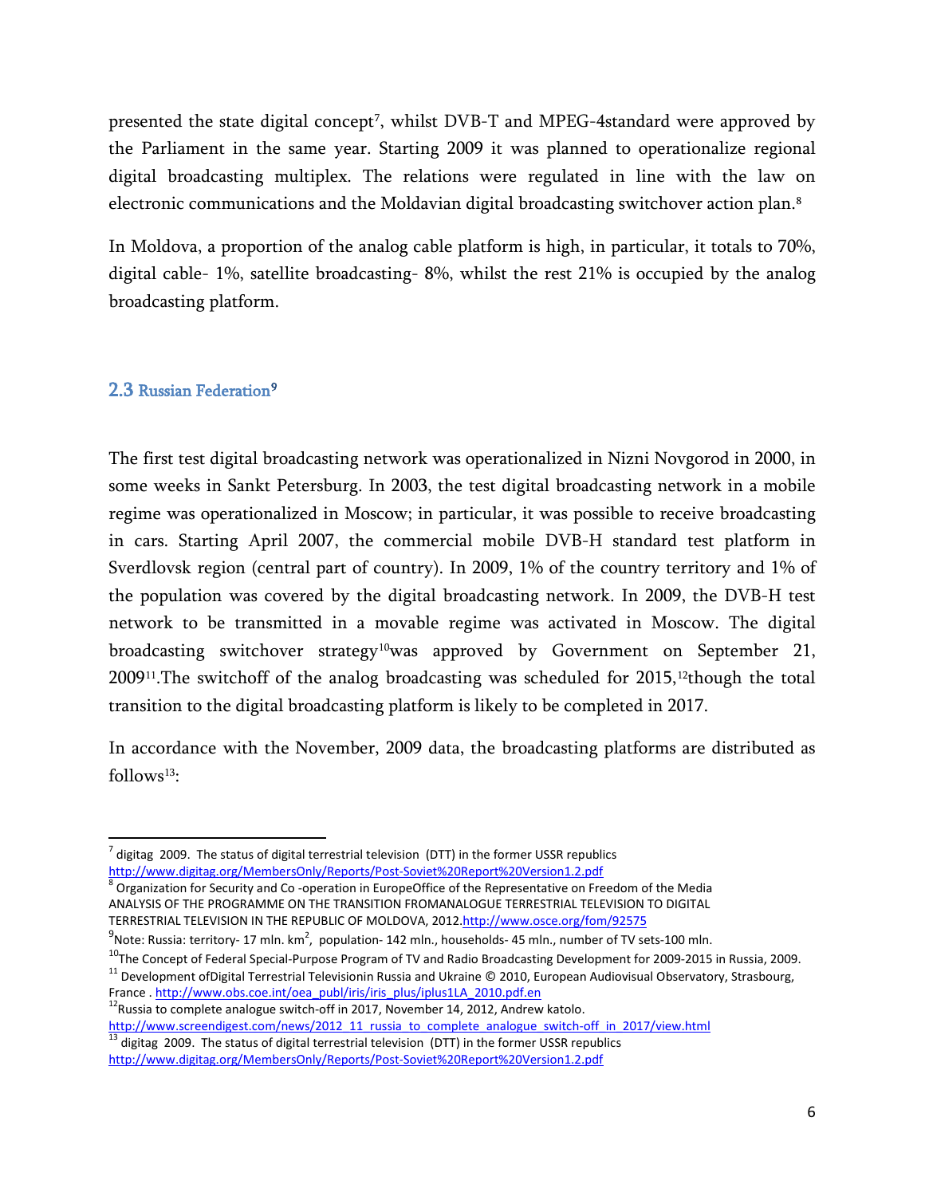presented the state digital concept[7], whilst DVB-T and MPEG-4standard were approved by the Parliament in the same year. Starting 2009 it was planned to operationalize regional digital broadcasting multiplex. The relations were regulated in line with the law on electronic communications and the Moldavian digital broadcasting switchover action plan.[8]

In Moldova, a proportion of the analog cable platform is high, in particular, it totals to 70%, digital cable- 1%, satellite broadcasting- 8%, whilst the rest 21% is occupied by the analog broadcasting platform.

### 2.3 Russian Federation[9]

The first test digital broadcasting network was operationalized in Nizni Novgorod in 2000, in some weeks in Sankt Petersburg. In 2003, the test digital broadcasting network in a mobile regime was operationalized in Moscow; in particular, it was possible to receive broadcasting in cars. Starting April 2007, the commercial mobile DVB-H standard test platform in Sverdlovsk region (central part of country). In 2009, 1% of the country territory and 1% of the population was covered by the digital broadcasting network. In 2009, the DVB-H test network to be transmitted in a movable regime was activated in Moscow. The digital broadcasting switchover strategy[10]was approved by Government on September 21, 2009[11].The switchoff of the analog broadcasting was scheduled for 2015,[12]though the total transition to the digital broadcasting platform is likely to be completed in 2017.

In accordance with the November, 2009 data, the broadcasting platforms are distributed as follows[13]:

---

[7] digitag 2009. The status of digital terrestrial television (DTT) in the former USSR republics http://www.digitag.org/MembersOnly/Reports/Post-Soviet%20Report%20Version1.2.pdf

[8] Organization for Security and Co -operation in EuropeOffice of the Representative on Freedom of the Media ANALYSIS OF THE PROGRAMME ON THE TRANSITION FROMANALOGUE TERRESTRIAL TELEVISION TO DIGITAL TERRESTRIAL TELEVISION IN THE REPUBLIC OF MOLDOVA, 2012.http://www.osce.org/fom/92575

[9] Note: Russia: territory- 17 mln. km$^2$, population- 142 mln., households- 45 mln., number of TV sets-100 mln.

[10] The Concept of Federal Special-Purpose Program of TV and Radio Broadcasting Development for 2009-2015 in Russia, 2009.

[11] Development ofDigital Terrestrial Televisionin Russia and Ukraine © 2010, European Audiovisual Observatory, Strasbourg, France . http://www.obs.coe.int/oea_publ/iris/iris_plus/iplus1LA_2010.pdf.en

[12] Russia to complete analogue switch-off in 2017, November 14, 2012, Andrew katolo. http://www.screendigest.com/news/2012_11_russia_to_complete_analogue_switch-off_in_2017/view.html

[13] digitag 2009. The status of digital terrestrial television (DTT) in the former USSR republics http://www.digitag.org/MembersOnly/Reports/Post-Soviet%20Report%20Version1.2.pdf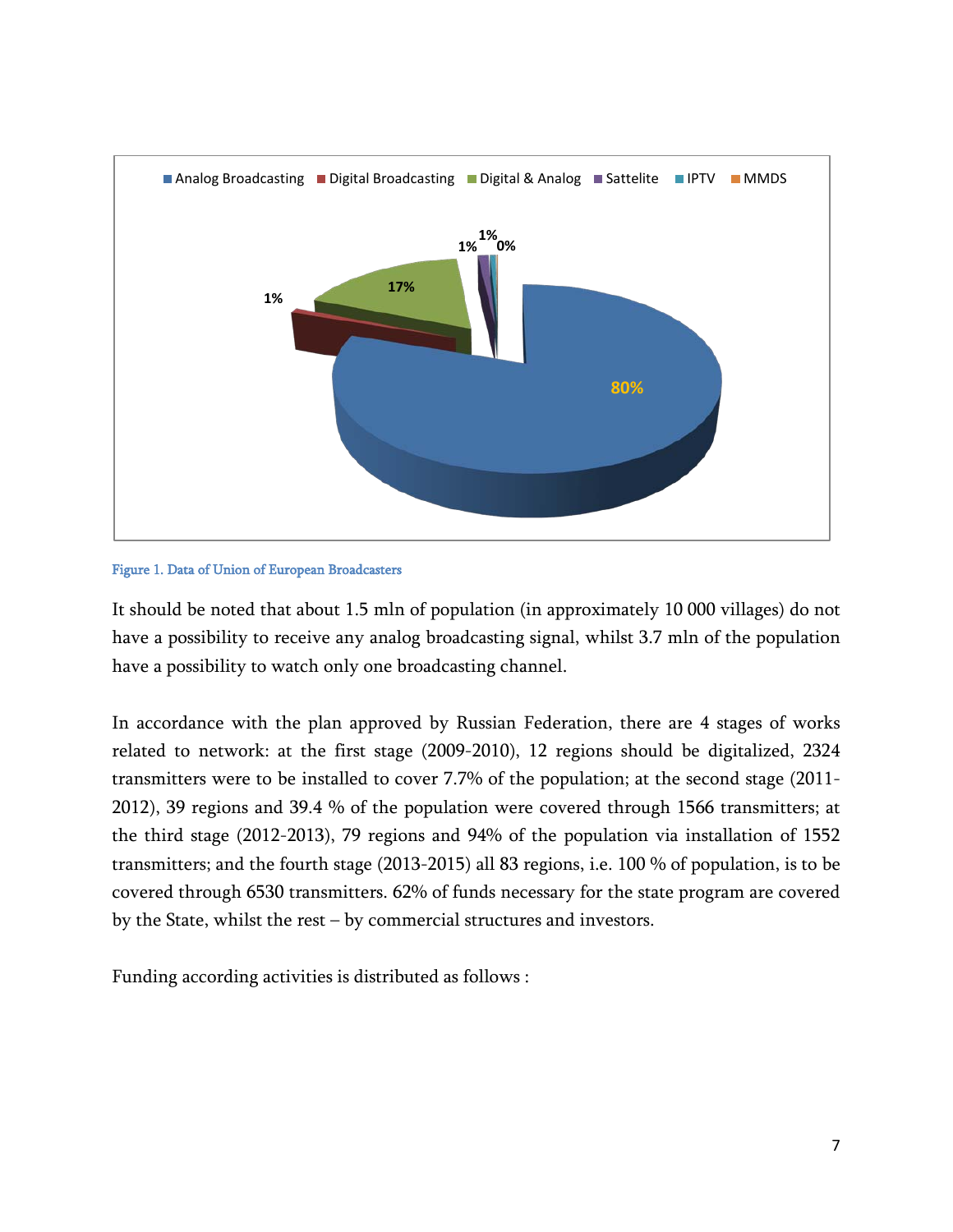Figure 1. Data of Union of European Broadcasters

It should be noted that about 1.5 mln of population (in approximately 10 000 villages) do not have a possibility to receive any analog broadcasting signal, whilst 3.7 mln of the population have a possibility to watch only one broadcasting channel.

In accordance with the plan approved by Russian Federation, there are 4 stages of works related to network: at the first stage (2009-2010), 12 regions should be digitalized, 2324 transmitters were to be installed to cover 7.7% of the population; at the second stage (2011-2012), 39 regions and 39.4 % of the population were covered through 1566 transmitters; at the third stage (2012-2013), 79 regions and 94% of the population via installation of 1552 transmitters; and the fourth stage (2013-2015) all 83 regions, i.e. 100 % of population, is to be covered through 6530 transmitters. 62% of funds necessary for the state program are covered by the State, whilst the rest – by commercial structures and investors.

Funding according activities is distributed as follows :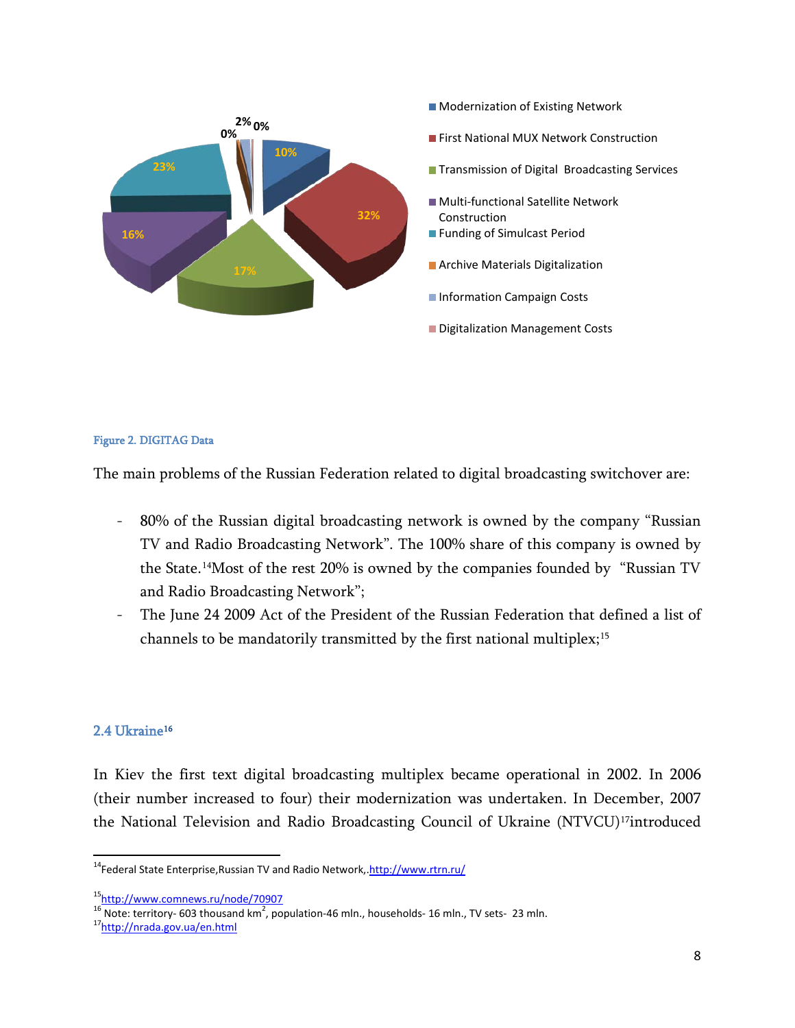Modernization of Existing Network — 10%
First National MUX Network Construction — 32%
Transmission of Digital Broadcasting Services — 17%
Multi-functional Satellite Network Construction — 16%
Funding of Simulcast Period — 23%
Archive Materials Digitalization — 0%
Information Campaign Costs — 2%
Digitalization Management Costs — 0%

Figure 2. DIGITAG Data

The main problems of the Russian Federation related to digital broadcasting switchover are:

- 80% of the Russian digital broadcasting network is owned by the company "Russian TV and Radio Broadcasting Network". The 100% share of this company is owned by the State.[14] Most of the rest 20% is owned by the companies founded by "Russian TV and Radio Broadcasting Network";
- The June 24 2009 Act of the President of the Russian Federation that defined a list of channels to be mandatorily transmitted by the first national multiplex;[15]

## 2.4 Ukraine[16]

In Kiev the first text digital broadcasting multiplex became operational in 2002. In 2006 (their number increased to four) their modernization was undertaken. In December, 2007 the National Television and Radio Broadcasting Council of Ukraine (NTVCU)[17] introduced

---

[14] Federal State Enterprise, Russian TV and Radio Network,.http://www.rtrn.ru/

[15] http://www.comnews.ru/node/70907

[16] Note: territory- 603 thousand km$^2$, population-46 mln., households- 16 mln., TV sets- 23 mln.

[17] http://nrada.gov.ua/en.html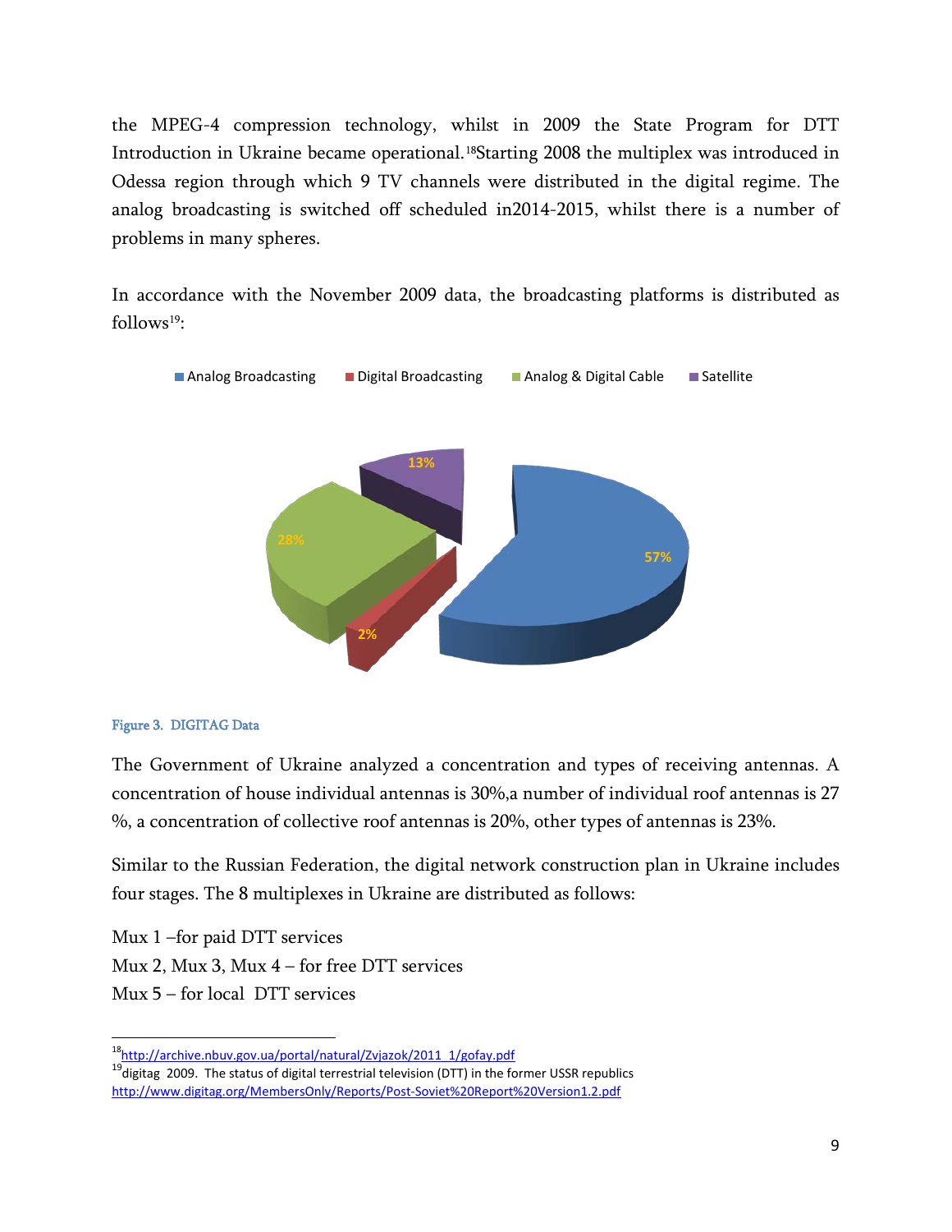the MPEG-4 compression technology, whilst in 2009 the State Program for DTT Introduction in Ukraine became operational.[18]Starting 2008 the multiplex was introduced in Odessa region through which 9 TV channels were distributed in the digital regime. The analog broadcasting is switched off scheduled in2014-2015, whilst there is a number of problems in many spheres.

In accordance with the November 2009 data, the broadcasting platforms is distributed as follows[19]:

Figure 3. DIGITAG Data

The Government of Ukraine analyzed a concentration and types of receiving antennas. A concentration of house individual antennas is 30%,a number of individual roof antennas is 27 %, a concentration of collective roof antennas is 20%, other types of antennas is 23%.

Similar to the Russian Federation, the digital network construction plan in Ukraine includes four stages. The 8 multiplexes in Ukraine are distributed as follows:

Mux 1 –for paid DTT services  
Mux 2, Mux 3, Mux 4 – for free DTT services  
Mux 5 – for local DTT services

---

[18] http://archive.nbuv.gov.ua/portal/natural/Zvjazok/2011_1/gofay.pdf  
[19] digitag 2009. The status of digital terrestrial television (DTT) in the former USSR republics http://www.digitag.org/MembersOnly/Reports/Post-Soviet%20Report%20Version1.2.pdf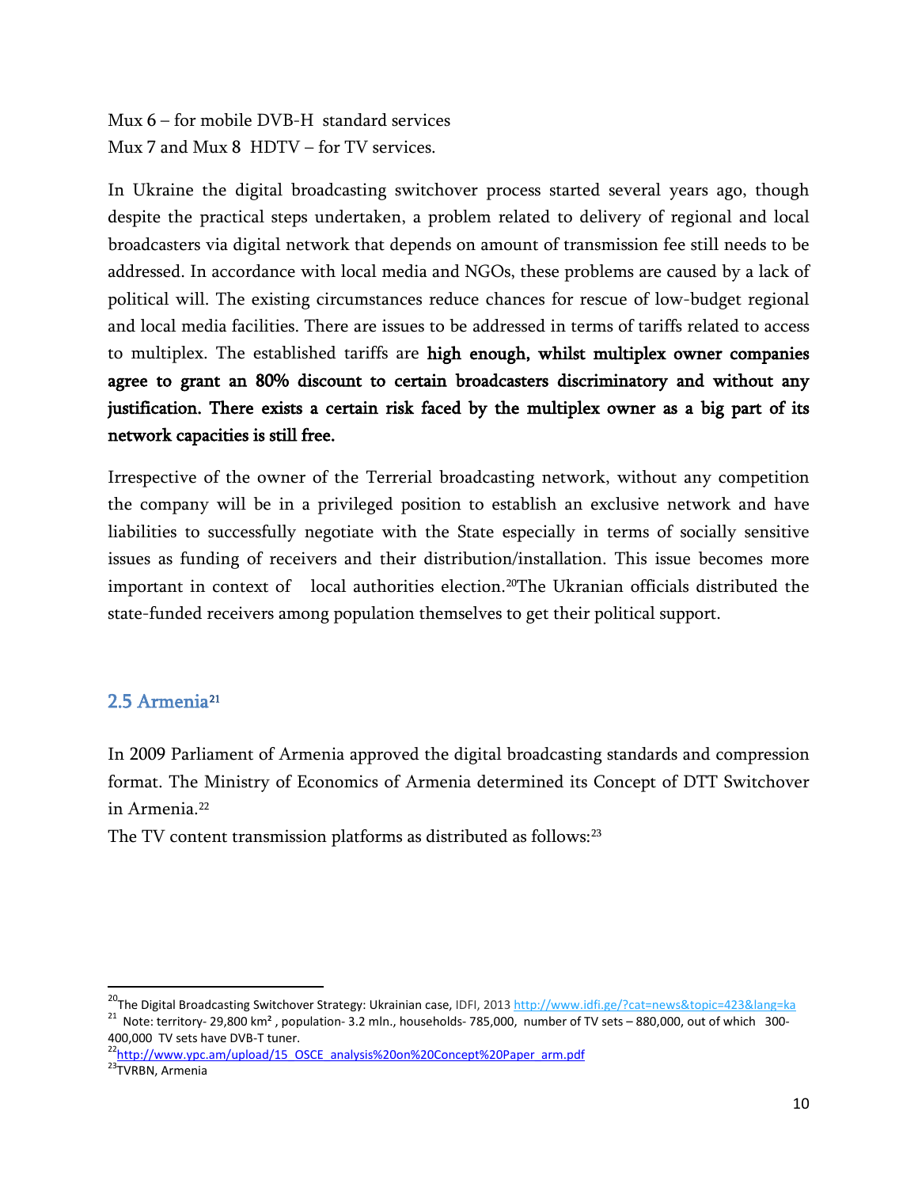Mux 6 – for mobile DVB-H standard services
Mux 7 and Mux 8 HDTV – for TV services.

In Ukraine the digital broadcasting switchover process started several years ago, though despite the practical steps undertaken, a problem related to delivery of regional and local broadcasters via digital network that depends on amount of transmission fee still needs to be addressed. In accordance with local media and NGOs, these problems are caused by a lack of political will. The existing circumstances reduce chances for rescue of low-budget regional and local media facilities. There are issues to be addressed in terms of tariffs related to access to multiplex. The established tariffs are **high enough, whilst multiplex owner companies agree to grant an 80% discount to certain broadcasters discriminatory and without any justification. There exists a certain risk faced by the multiplex owner as a big part of its network capacities is still free.**

Irrespective of the owner of the Terrerial broadcasting network, without any competition the company will be in a privileged position to establish an exclusive network and have liabilities to successfully negotiate with the State especially in terms of socially sensitive issues as funding of receivers and their distribution/installation. This issue becomes more important in context of local authorities election.[20]The Ukranian officials distributed the state-funded receivers among population themselves to get their political support.

## 2.5 Armenia[21]

In 2009 Parliament of Armenia approved the digital broadcasting standards and compression format. The Ministry of Economics of Armenia determined its Concept of DTT Switchover in Armenia.[22]

The TV content transmission platforms as distributed as follows:[23]

---

[20]The Digital Broadcasting Switchover Strategy: Ukrainian case, IDFI, 2013 http://www.idfi.ge/?cat=news&topic=423&lang=ka

[21] Note: territory- 29,800 km² , population- 3.2 mln., households- 785,000, number of TV sets – 880,000, out of which 300-400,000 TV sets have DVB-T tuner.

[22]http://www.ypc.am/upload/15_OSCE_analysis%20on%20Concept%20Paper_arm.pdf

[23]TVRBN, Armenia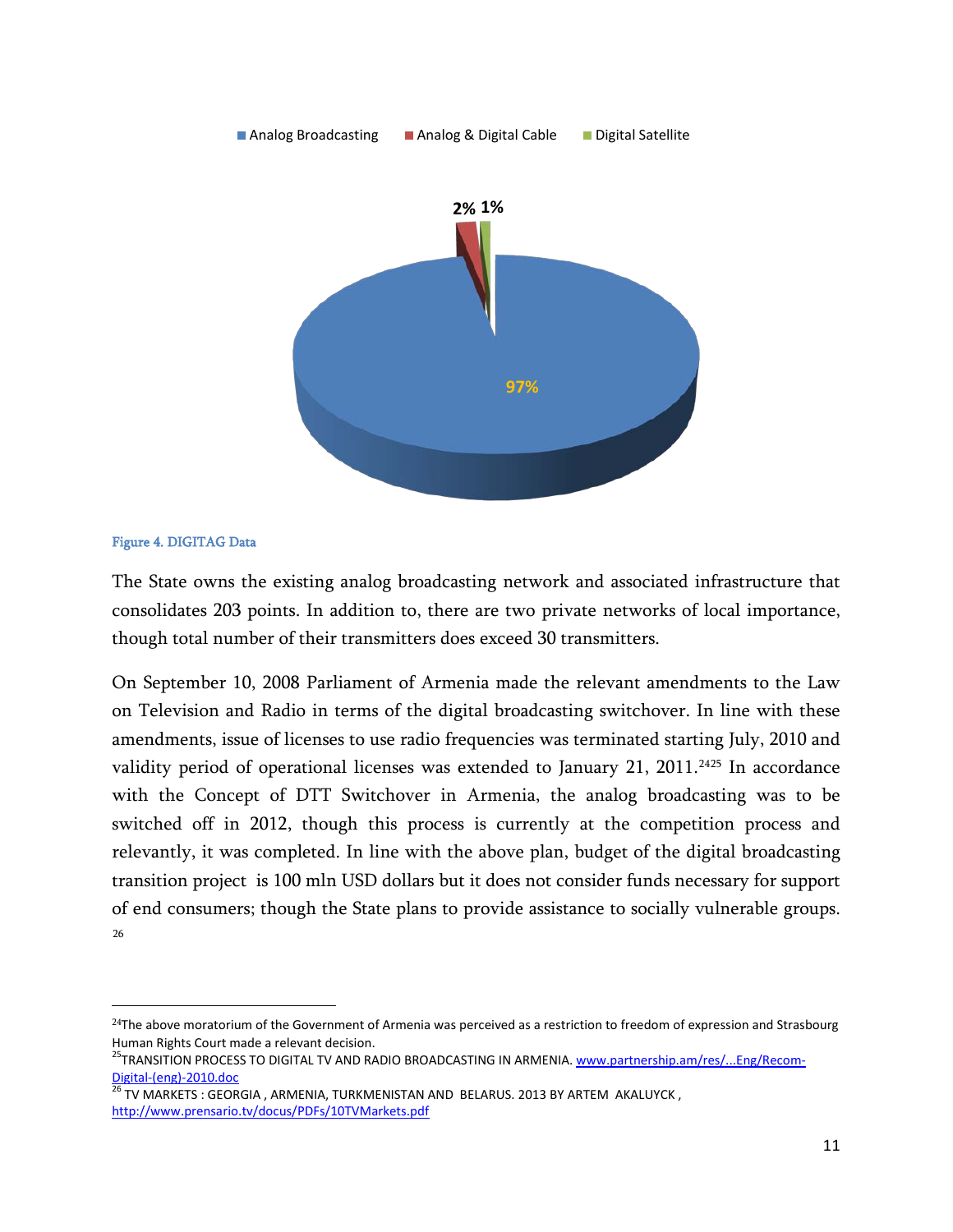Figure 4. DIGITAG Data

The State owns the existing analog broadcasting network and associated infrastructure that consolidates 203 points. In addition to, there are two private networks of local importance, though total number of their transmitters does exceed 30 transmitters.

On September 10, 2008 Parliament of Armenia made the relevant amendments to the Law on Television and Radio in terms of the digital broadcasting switchover. In line with these amendments, issue of licenses to use radio frequencies was terminated starting July, 2010 and validity period of operational licenses was extended to January 21, 2011.[24][25] In accordance with the Concept of DTT Switchover in Armenia, the analog broadcasting was to be switched off in 2012, though this process is currently at the competition process and relevantly, it was completed. In line with the above plan, budget of the digital broadcasting transition project is 100 mln USD dollars but it does not consider funds necessary for support of end consumers; though the State plans to provide assistance to socially vulnerable groups.[26]

---

[24]The above moratorium of the Government of Armenia was perceived as a restriction to freedom of expression and Strasbourg Human Rights Court made a relevant decision.

[25]TRANSITION PROCESS TO DIGITAL TV AND RADIO BROADCASTING IN ARMENIA. www.partnership.am/res/...Eng/Recom-Digital-(eng)-2010.doc

[26] TV MARKETS : GEORGIA , ARMENIA, TURKMENISTAN AND BELARUS. 2013 BY ARTEM AKALUYCK , http://www.prensario.tv/docus/PDFs/10TVMarkets.pdf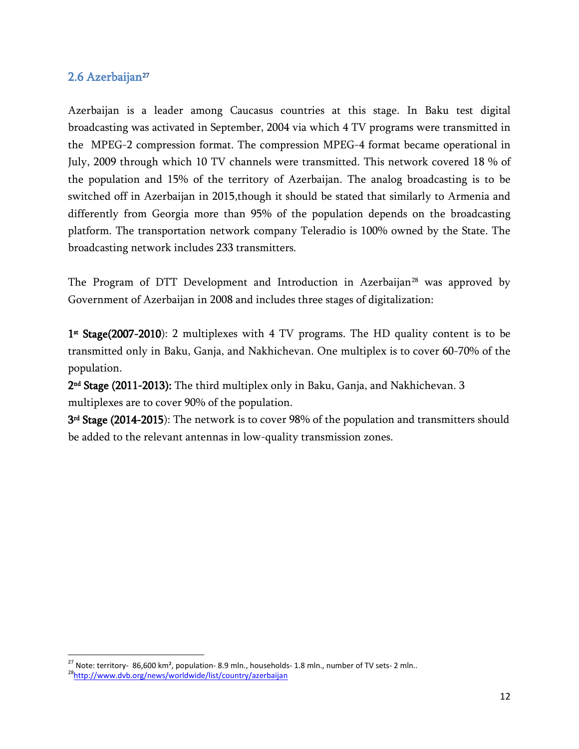## 2.6 Azerbaijan[27]

Azerbaijan is a leader among Caucasus countries at this stage. In Baku test digital broadcasting was activated in September, 2004 via which 4 TV programs were transmitted in the MPEG-2 compression format. The compression MPEG-4 format became operational in July, 2009 through which 10 TV channels were transmitted. This network covered 18 % of the population and 15% of the territory of Azerbaijan. The analog broadcasting is to be switched off in Azerbaijan in 2015,though it should be stated that similarly to Armenia and differently from Georgia more than 95% of the population depends on the broadcasting platform. The transportation network company Teleradio is 100% owned by the State. The broadcasting network includes 233 transmitters.

The Program of DTT Development and Introduction in Azerbaijan[28] was approved by Government of Azerbaijan in 2008 and includes three stages of digitalization:

**1st Stage(2007-2010**): 2 multiplexes with 4 TV programs. The HD quality content is to be transmitted only in Baku, Ganja, and Nakhichevan. One multiplex is to cover 60-70% of the population.

**2nd Stage (2011-2013):** The third multiplex only in Baku, Ganja, and Nakhichevan. 3 multiplexes are to cover 90% of the population.

**3rd Stage (2014-2015**): The network is to cover 98% of the population and transmitters should be added to the relevant antennas in low-quality transmission zones.

---

[27] Note: territory- 86,600 km², population- 8.9 mln., households- 1.8 mln., number of TV sets- 2 mln..

[28] http://www.dvb.org/news/worldwide/list/country/azerbaijan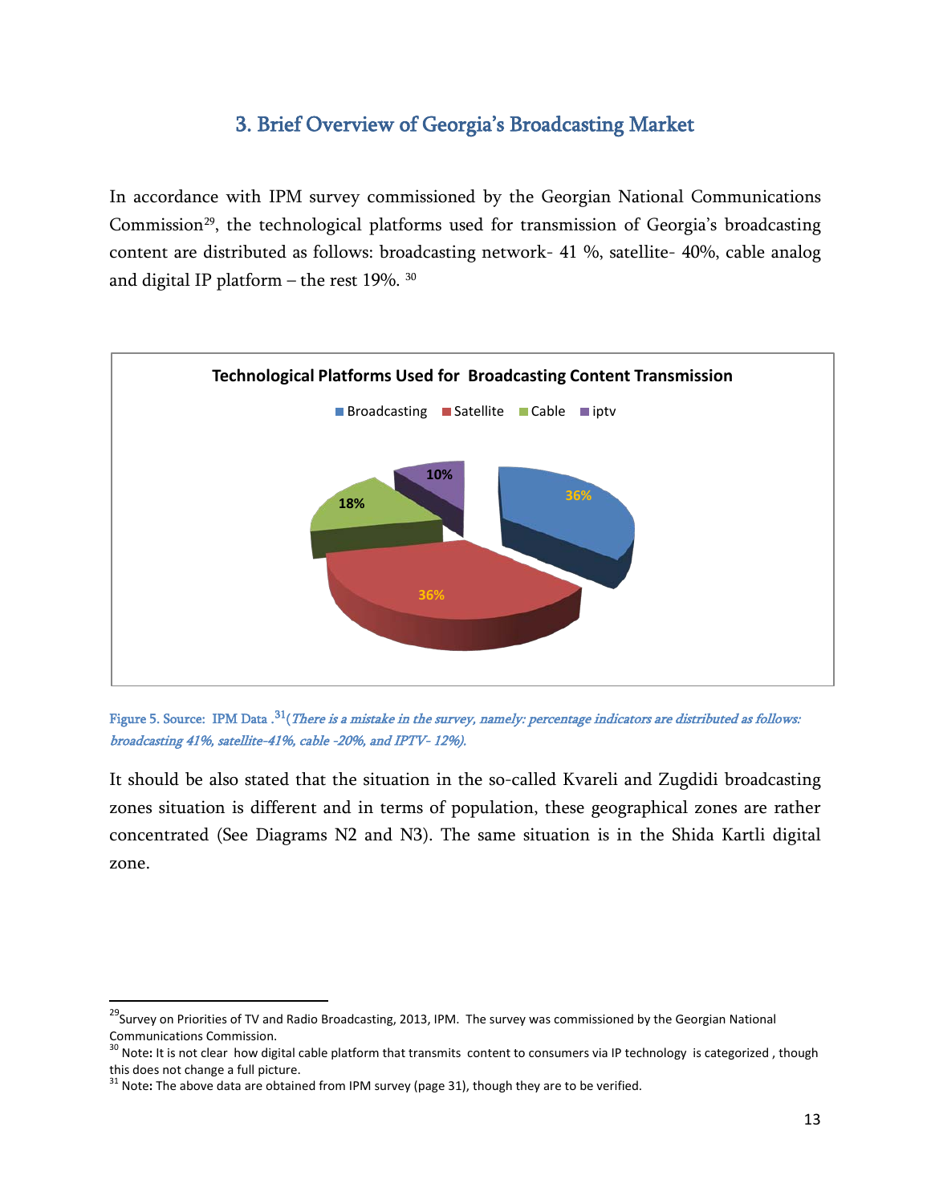## 3. Brief Overview of Georgia's Broadcasting Market

In accordance with IPM survey commissioned by the Georgian National Communications Commission[29], the technological platforms used for transmission of Georgia's broadcasting content are distributed as follows: broadcasting network- 41 %, satellite- 40%, cable analog and digital IP platform – the rest 19%. [30]

Figure 5. Source: IPM Data .[31](*There is a mistake in the survey, namely: percentage indicators are distributed as follows: broadcasting 41%, satellite-41%, cable -20%, and IPTV- 12%).*

It should be also stated that the situation in the so-called Kvareli and Zugdidi broadcasting zones situation is different and in terms of population, these geographical zones are rather concentrated (See Diagrams N2 and N3). The same situation is in the Shida Kartli digital zone.

---

[29] Survey on Priorities of TV and Radio Broadcasting, 2013, IPM. The survey was commissioned by the Georgian National Communications Commission.

[30] Note: It is not clear how digital cable platform that transmits content to consumers via IP technology is categorized , though this does not change a full picture.

[31] Note: The above data are obtained from IPM survey (page 31), though they are to be verified.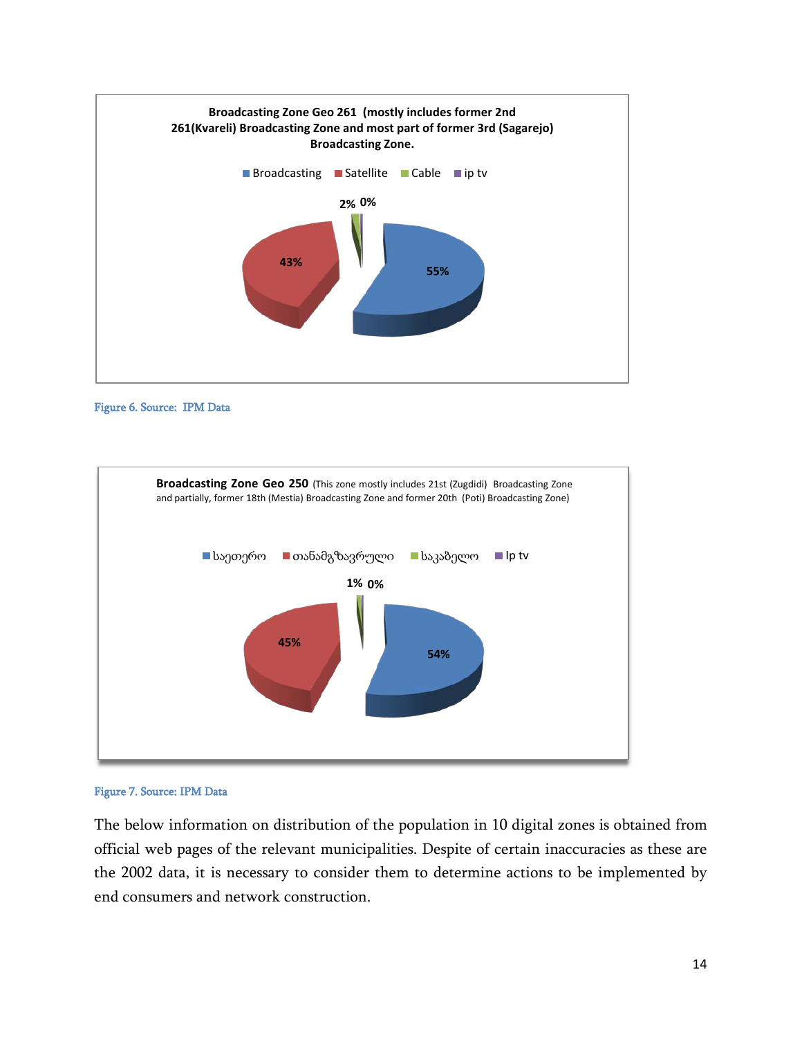**Broadcasting Zone Geo 261 (mostly includes former 2nd 261(Kvareli) Broadcasting Zone and most part of former 3rd (Sagarejo) Broadcasting Zone.**

| Broadcasting | Satellite | Cable | ip tv |
| --- | --- | --- | --- |
| 55% | 43% | 2% | 0% |

Figure 6. Source: IPM Data

**Broadcasting Zone Geo 250** (This zone mostly includes 21st (Zugdidi) Broadcasting Zone and partially, former 18th (Mestia) Broadcasting Zone and former 20th (Poti) Broadcasting Zone)

| საეთერო | თანამგზავრული | საკაბელო | Ip tv |
| --- | --- | --- | --- |
| 54% | 45% | 1% | 0% |

Figure 7. Source: IPM Data

The below information on distribution of the population in 10 digital zones is obtained from official web pages of the relevant municipalities. Despite of certain inaccuracies as these are the 2002 data, it is necessary to consider them to determine actions to be implemented by end consumers and network construction.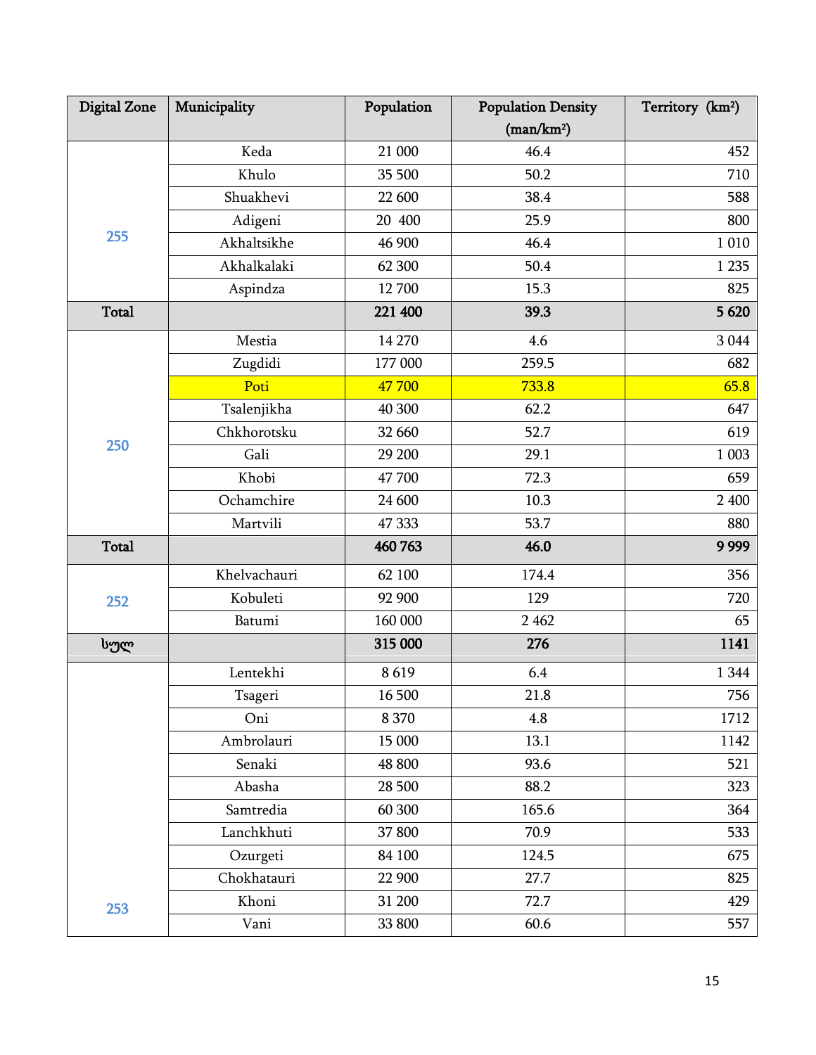| Digital Zone | Municipality | Population | Population Density (man/km²) | Territory (km²) |
|---|---|---|---|---|
| 255 | Keda | 21 000 | 46.4 | 452 |
| | Khulo | 35 500 | 50.2 | 710 |
| | Shuakhevi | 22 600 | 38.4 | 588 |
| | Adigeni | 20  400 | 25.9 | 800 |
| | Akhaltsikhe | 46 900 | 46.4 | 1 010 |
| | Akhalkalaki | 62 300 | 50.4 | 1 235 |
| | Aspindza | 12 700 | 15.3 | 825 |
| **Total** | | **221 400** | **39.3** | **5 620** |
| 250 | Mestia | 14 270 | 4.6 | 3 044 |
| | Zugdidi | 177 000 | 259.5 | 682 |
| | Poti | 47 700 | 733.8 | 65.8 |
| | Tsalenjikha | 40 300 | 62.2 | 647 |
| | Chkhorotsku | 32 660 | 52.7 | 619 |
| | Gali | 29 200 | 29.1 | 1 003 |
| | Khobi | 47 700 | 72.3 | 659 |
| | Ochamchire | 24 600 | 10.3 | 2 400 |
| | Martvili | 47 333 | 53.7 | 880 |
| **Total** | | **460 763** | **46.0** | **9 999** |
| 252 | Khelvachauri | 62 100 | 174.4 | 356 |
| | Kobuleti | 92 900 | 129 | 720 |
| | Batumi | 160 000 | 2 462 | 65 |
| **სულ** | | **315 000** | **276** | **1141** |
| 253 | Lentekhi | 8 619 | 6.4 | 1 344 |
| | Tsageri | 16 500 | 21.8 | 756 |
| | Oni | 8 370 | 4.8 | 1712 |
| | Ambrolauri | 15 000 | 13.1 | 1142 |
| | Senaki | 48 800 | 93.6 | 521 |
| | Abasha | 28 500 | 88.2 | 323 |
| | Samtredia | 60 300 | 165.6 | 364 |
| | Lanchkhuti | 37 800 | 70.9 | 533 |
| | Ozurgeti | 84 100 | 124.5 | 675 |
| | Chokhatauri | 22 900 | 27.7 | 825 |
| | Khoni | 31 200 | 72.7 | 429 |
| | Vani | 33 800 | 60.6 | 557 |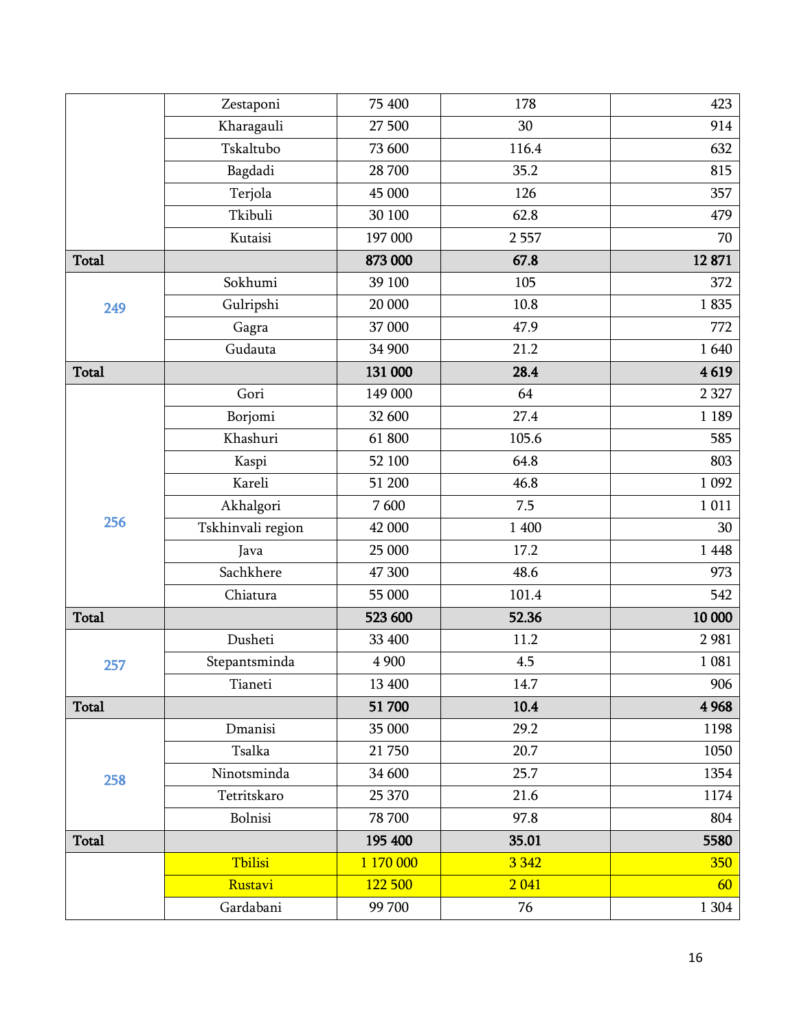| | | | | |
|---|---|---|---|---|
| | Zestaponi | 75 400 | 178 | 423 |
| | Kharagauli | 27 500 | 30 | 914 |
| | Tskaltubo | 73 600 | 116.4 | 632 |
| | Bagdadi | 28 700 | 35.2 | 815 |
| | Terjola | 45 000 | 126 | 357 |
| | Tkibuli | 30 100 | 62.8 | 479 |
| | Kutaisi | 197 000 | 2 557 | 70 |
| **Total** | | **873 000** | **67.8** | **12 871** |
| 249 | Sokhumi | 39 100 | 105 | 372 |
| | Gulripshi | 20 000 | 10.8 | 1 835 |
| | Gagra | 37 000 | 47.9 | 772 |
| | Gudauta | 34 900 | 21.2 | 1 640 |
| **Total** | | **131 000** | **28.4** | **4 619** |
| 256 | Gori | 149 000 | 64 | 2 327 |
| | Borjomi | 32 600 | 27.4 | 1 189 |
| | Khashuri | 61 800 | 105.6 | 585 |
| | Kaspi | 52 100 | 64.8 | 803 |
| | Kareli | 51 200 | 46.8 | 1 092 |
| | Akhalgori | 7 600 | 7.5 | 1 011 |
| | Tskhinvali region | 42 000 | 1 400 | 30 |
| | Java | 25 000 | 17.2 | 1 448 |
| | Sachkhere | 47 300 | 48.6 | 973 |
| | Chiatura | 55 000 | 101.4 | 542 |
| **Total** | | **523 600** | **52.36** | **10 000** |
| 257 | Dusheti | 33 400 | 11.2 | 2 981 |
| | Stepantsminda | 4 900 | 4.5 | 1 081 |
| | Tianeti | 13 400 | 14.7 | 906 |
| **Total** | | **51 700** | **10.4** | **4 968** |
| 258 | Dmanisi | 35 000 | 29.2 | 1198 |
| | Tsalka | 21 750 | 20.7 | 1050 |
| | Ninotsminda | 34 600 | 25.7 | 1354 |
| | Tetritskaro | 25 370 | 21.6 | 1174 |
| | Bolnisi | 78 700 | 97.8 | 804 |
| **Total** | | **195 400** | **35.01** | **5580** |
| | Tbilisi | 1 170 000 | 3 342 | 350 |
| | Rustavi | 122 500 | 2 041 | 60 |
| | Gardabani | 99 700 | 76 | 1 304 |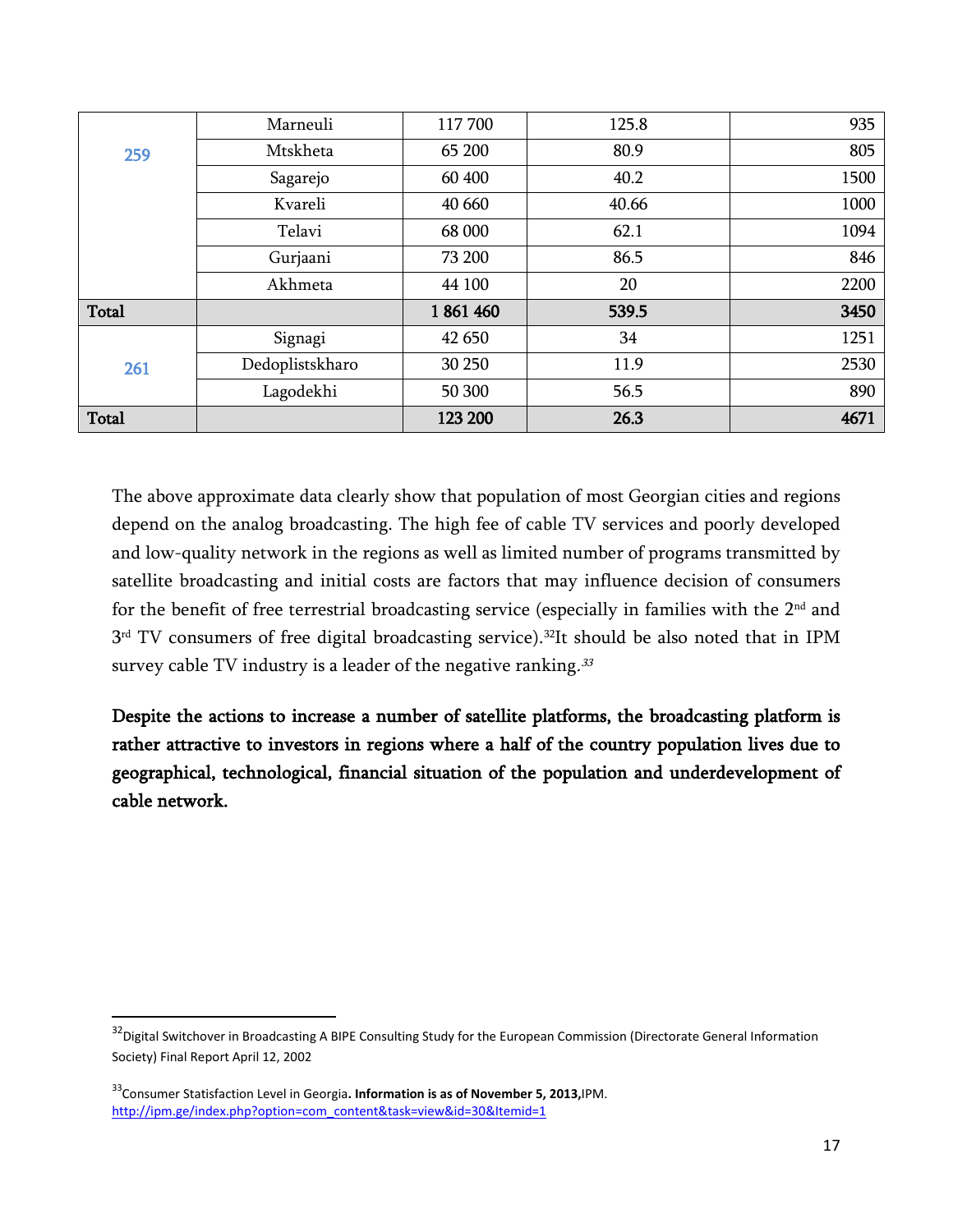| | | | | |
|---|---|---|---|---|
| 259 | Marneuli | 117 700 | 125.8 | 935 |
| | Mtskheta | 65 200 | 80.9 | 805 |
| | Sagarejo | 60 400 | 40.2 | 1500 |
| | Kvareli | 40 660 | 40.66 | 1000 |
| | Telavi | 68 000 | 62.1 | 1094 |
| | Gurjaani | 73 200 | 86.5 | 846 |
| | Akhmeta | 44 100 | 20 | 2200 |
| **Total** | | **1 861 460** | **539.5** | **3450** |
| 261 | Signagi | 42 650 | 34 | 1251 |
| | Dedoplistskharo | 30 250 | 11.9 | 2530 |
| | Lagodekhi | 50 300 | 56.5 | 890 |
| **Total** | | **123 200** | **26.3** | **4671** |

The above approximate data clearly show that population of most Georgian cities and regions depend on the analog broadcasting. The high fee of cable TV services and poorly developed and low-quality network in the regions as well as limited number of programs transmitted by satellite broadcasting and initial costs are factors that may influence decision of consumers for the benefit of free terrestrial broadcasting service (especially in families with the 2nd and 3rd TV consumers of free digital broadcasting service).[32]It should be also noted that in IPM survey cable TV industry is a leader of the negative ranking.[33]

**Despite the actions to increase a number of satellite platforms, the broadcasting platform is rather attractive to investors in regions where a half of the country population lives due to geographical, technological, financial situation of the population and underdevelopment of cable network.**

---

[32] Digital Switchover in Broadcasting A BIPE Consulting Study for the European Commission (Directorate General Information Society) Final Report April 12, 2002

[33] Consumer Statisfaction Level in Georgia**. Information is as of November 5, 2013,**IPM. http://ipm.ge/index.php?option=com_content&task=view&id=30&Itemid=1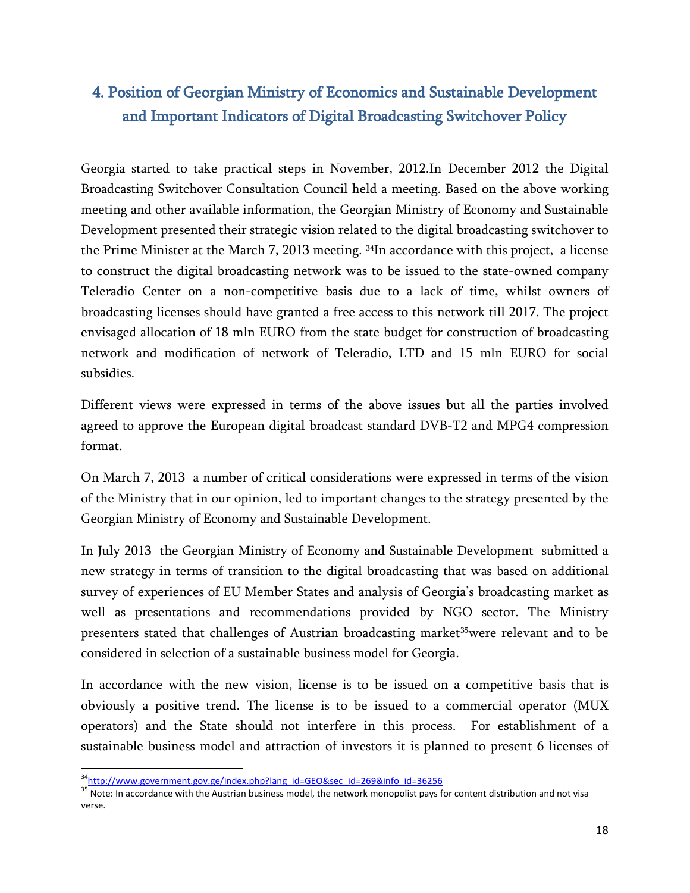## 4. Position of Georgian Ministry of Economics and Sustainable Development and Important Indicators of Digital Broadcasting Switchover Policy

Georgia started to take practical steps in November, 2012.In December 2012 the Digital Broadcasting Switchover Consultation Council held a meeting. Based on the above working meeting and other available information, the Georgian Ministry of Economy and Sustainable Development presented their strategic vision related to the digital broadcasting switchover to the Prime Minister at the March 7, 2013 meeting. [34]In accordance with this project, a license to construct the digital broadcasting network was to be issued to the state-owned company Teleradio Center on a non-competitive basis due to a lack of time, whilst owners of broadcasting licenses should have granted a free access to this network till 2017. The project envisaged allocation of 18 mln EURO from the state budget for construction of broadcasting network and modification of network of Teleradio, LTD and 15 mln EURO for social subsidies.

Different views were expressed in terms of the above issues but all the parties involved agreed to approve the European digital broadcast standard DVB-T2 and MPG4 compression format.

On March 7, 2013 a number of critical considerations were expressed in terms of the vision of the Ministry that in our opinion, led to important changes to the strategy presented by the Georgian Ministry of Economy and Sustainable Development.

In July 2013 the Georgian Ministry of Economy and Sustainable Development submitted a new strategy in terms of transition to the digital broadcasting that was based on additional survey of experiences of EU Member States and analysis of Georgia's broadcasting market as well as presentations and recommendations provided by NGO sector. The Ministry presenters stated that challenges of Austrian broadcasting market[35]were relevant and to be considered in selection of a sustainable business model for Georgia.

In accordance with the new vision, license is to be issued on a competitive basis that is obviously a positive trend. The license is to be issued to a commercial operator (MUX operators) and the State should not interfere in this process. For establishment of a sustainable business model and attraction of investors it is planned to present 6 licenses of

---

[34] http://www.government.gov.ge/index.php?lang_id=GEO&sec_id=269&info_id=36256

[35] Note: In accordance with the Austrian business model, the network monopolist pays for content distribution and not visa verse.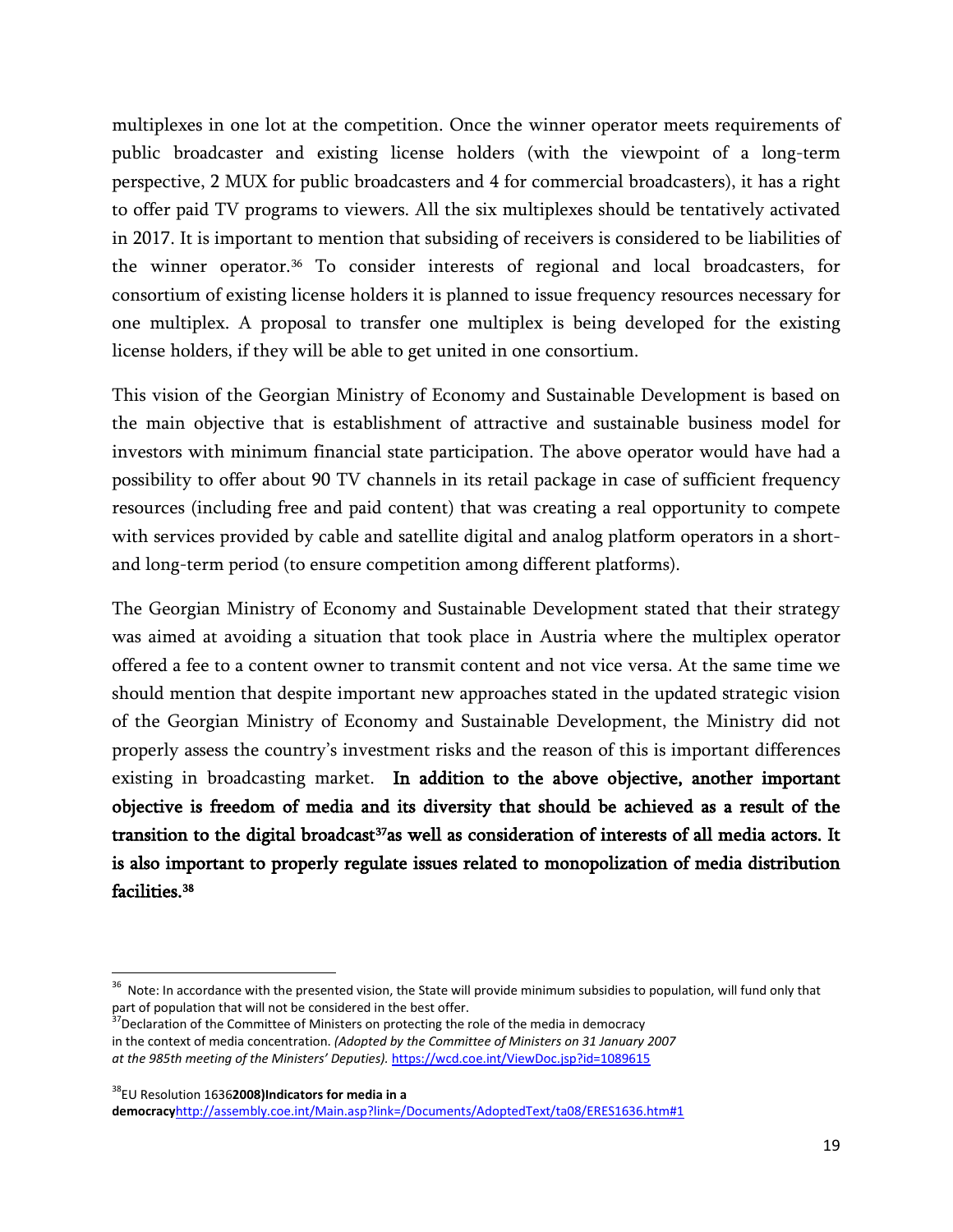multiplexes in one lot at the competition. Once the winner operator meets requirements of public broadcaster and existing license holders (with the viewpoint of a long-term perspective, 2 MUX for public broadcasters and 4 for commercial broadcasters), it has a right to offer paid TV programs to viewers. All the six multiplexes should be tentatively activated in 2017. It is important to mention that subsiding of receivers is considered to be liabilities of the winner operator.[36] To consider interests of regional and local broadcasters, for consortium of existing license holders it is planned to issue frequency resources necessary for one multiplex. A proposal to transfer one multiplex is being developed for the existing license holders, if they will be able to get united in one consortium.

This vision of the Georgian Ministry of Economy and Sustainable Development is based on the main objective that is establishment of attractive and sustainable business model for investors with minimum financial state participation. The above operator would have had a possibility to offer about 90 TV channels in its retail package in case of sufficient frequency resources (including free and paid content) that was creating a real opportunity to compete with services provided by cable and satellite digital and analog platform operators in a short- and long-term period (to ensure competition among different platforms).

The Georgian Ministry of Economy and Sustainable Development stated that their strategy was aimed at avoiding a situation that took place in Austria where the multiplex operator offered a fee to a content owner to transmit content and not vice versa. At the same time we should mention that despite important new approaches stated in the updated strategic vision of the Georgian Ministry of Economy and Sustainable Development, the Ministry did not properly assess the country's investment risks and the reason of this is important differences existing in broadcasting market. **In addition to the above objective, another important objective is freedom of media and its diversity that should be achieved as a result of the transition to the digital broadcast[37]as well as consideration of interests of all media actors. It is also important to properly regulate issues related to monopolization of media distribution facilities.[38]**

---

[36] Note: In accordance with the presented vision, the State will provide minimum subsidies to population, will fund only that part of population that will not be considered in the best offer.

[37]Declaration of the Committee of Ministers on protecting the role of the media in democracy in the context of media concentration. *(Adopted by the Committee of Ministers on 31 January 2007 at the 985th meeting of the Ministers' Deputies).* https://wcd.coe.int/ViewDoc.jsp?id=1089615

[38]EU Resolution 1636**2008)Indicators for media in a democracy**http://assembly.coe.int/Main.asp?link=/Documents/AdoptedText/ta08/ERES1636.htm#1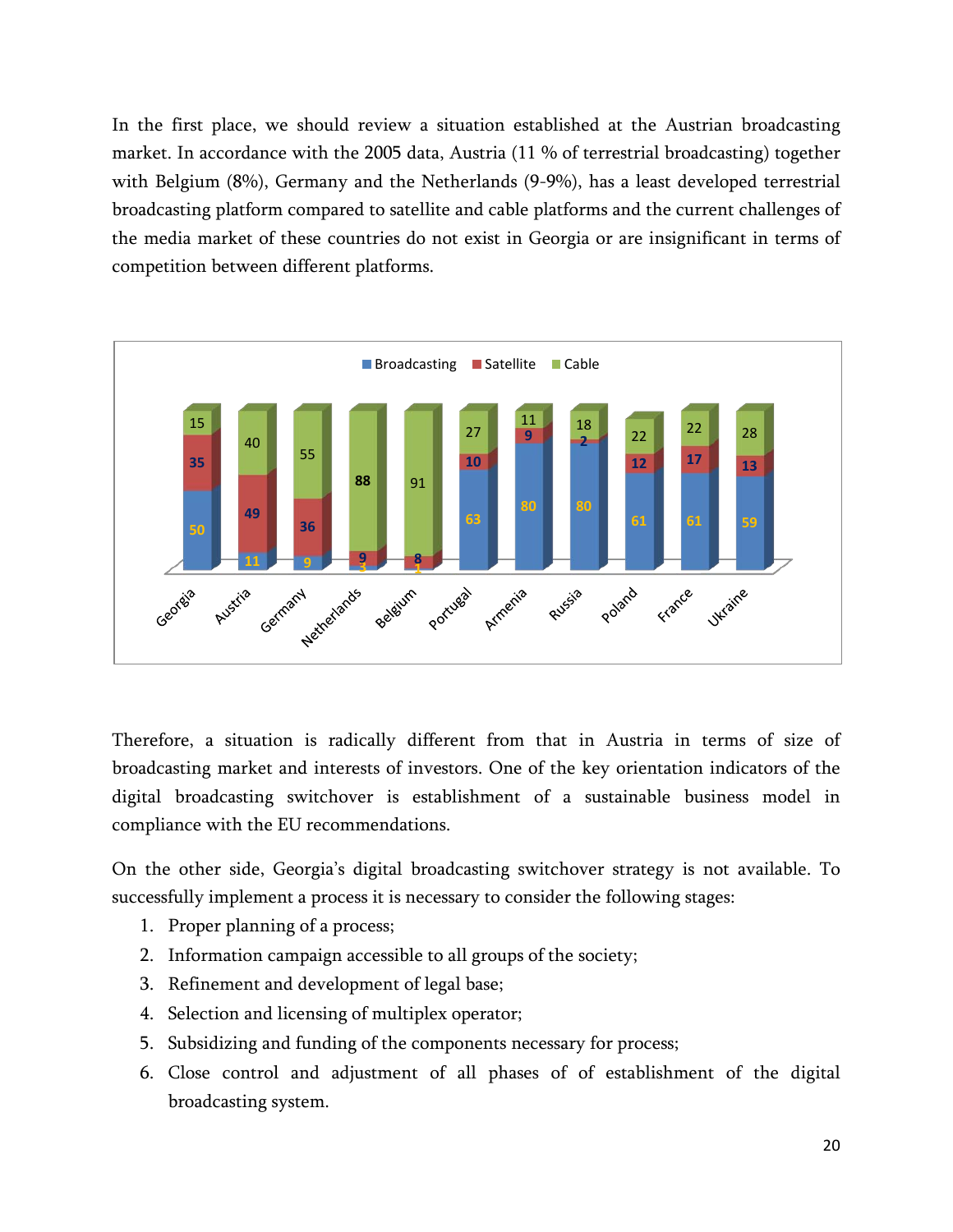In the first place, we should review a situation established at the Austrian broadcasting market. In accordance with the 2005 data, Austria (11 % of terrestrial broadcasting) together with Belgium (8%), Germany and the Netherlands (9-9%), has a least developed terrestrial broadcasting platform compared to satellite and cable platforms and the current challenges of the media market of these countries do not exist in Georgia or are insignificant in terms of competition between different platforms.

| | Broadcasting | Satellite | Cable |
|---|---|---|---|
| Georgia | 50 | 35 | 15 |
| Austria | 11 | 49 | 40 |
| Germany | 9 | 36 | 55 |
| Netherlands | 3 | 9 | 88 |
| Belgium | 1 | 8 | 91 |
| Portugal | 63 | 10 | 27 |
| Armenia | 80 | 9 | 11 |
| Russia | 80 | 2 | 18 |
| Poland | 61 | 12 | 22 |
| France | 61 | 17 | 22 |
| Ukraine | 59 | 13 | 28 |

Therefore, a situation is radically different from that in Austria in terms of size of broadcasting market and interests of investors. One of the key orientation indicators of the digital broadcasting switchover is establishment of a sustainable business model in compliance with the EU recommendations.

On the other side, Georgia's digital broadcasting switchover strategy is not available. To successfully implement a process it is necessary to consider the following stages:

1. Proper planning of a process;
2. Information campaign accessible to all groups of the society;
3. Refinement and development of legal base;
4. Selection and licensing of multiplex operator;
5. Subsidizing and funding of the components necessary for process;
6. Close control and adjustment of all phases of of establishment of the digital broadcasting system.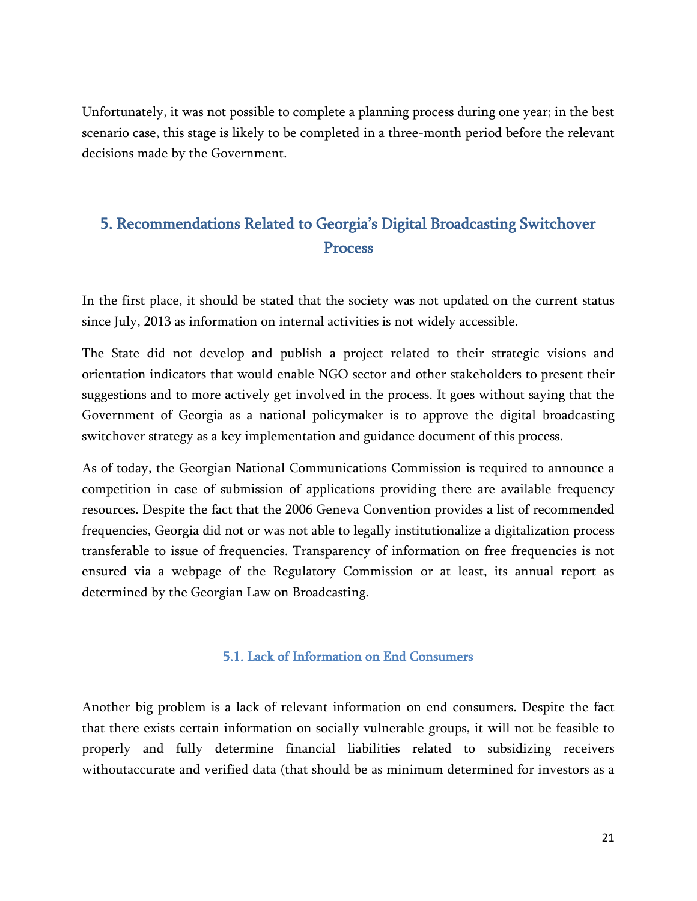Unfortunately, it was not possible to complete a planning process during one year; in the best scenario case, this stage is likely to be completed in a three-month period before the relevant decisions made by the Government.

## 5. Recommendations Related to Georgia's Digital Broadcasting Switchover Process

In the first place, it should be stated that the society was not updated on the current status since July, 2013 as information on internal activities is not widely accessible.

The State did not develop and publish a project related to their strategic visions and orientation indicators that would enable NGO sector and other stakeholders to present their suggestions and to more actively get involved in the process. It goes without saying that the Government of Georgia as a national policymaker is to approve the digital broadcasting switchover strategy as a key implementation and guidance document of this process.

As of today, the Georgian National Communications Commission is required to announce a competition in case of submission of applications providing there are available frequency resources. Despite the fact that the 2006 Geneva Convention provides a list of recommended frequencies, Georgia did not or was not able to legally institutionalize a digitalization process transferable to issue of frequencies. Transparency of information on free frequencies is not ensured via a webpage of the Regulatory Commission or at least, its annual report as determined by the Georgian Law on Broadcasting.

### 5.1. Lack of Information on End Consumers

Another big problem is a lack of relevant information on end consumers. Despite the fact that there exists certain information on socially vulnerable groups, it will not be feasible to properly and fully determine financial liabilities related to subsidizing receivers withoutaccurate and verified data (that should be as minimum determined for investors as a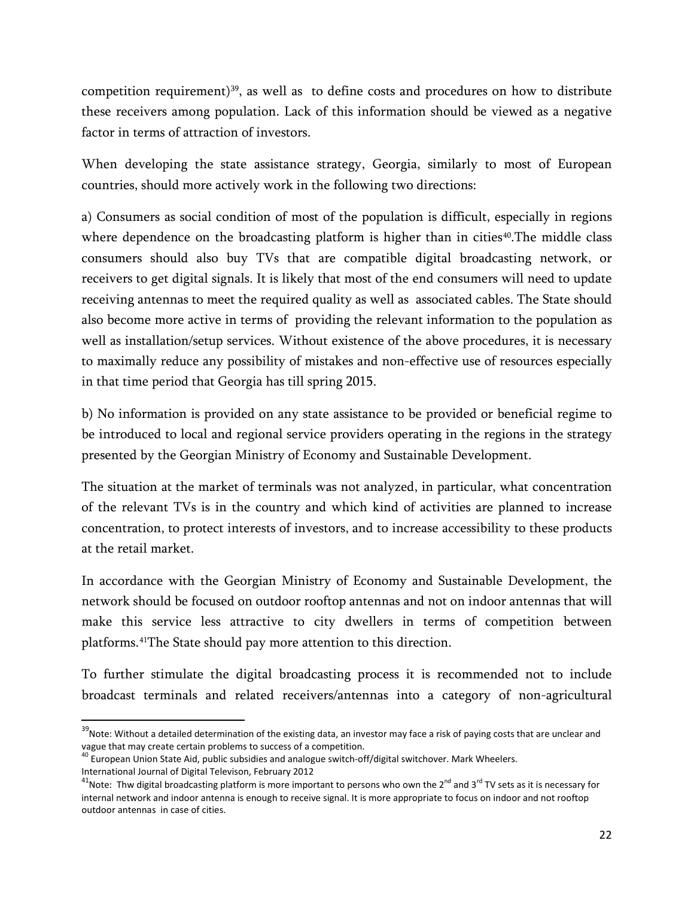competition requirement)[39], as well as to define costs and procedures on how to distribute these receivers among population. Lack of this information should be viewed as a negative factor in terms of attraction of investors.

When developing the state assistance strategy, Georgia, similarly to most of European countries, should more actively work in the following two directions:

a) Consumers as social condition of most of the population is difficult, especially in regions where dependence on the broadcasting platform is higher than in cities[40].The middle class consumers should also buy TVs that are compatible digital broadcasting network, or receivers to get digital signals. It is likely that most of the end consumers will need to update receiving antennas to meet the required quality as well as associated cables. The State should also become more active in terms of providing the relevant information to the population as well as installation/setup services. Without existence of the above procedures, it is necessary to maximally reduce any possibility of mistakes and non-effective use of resources especially in that time period that Georgia has till spring 2015.

b) No information is provided on any state assistance to be provided or beneficial regime to be introduced to local and regional service providers operating in the regions in the strategy presented by the Georgian Ministry of Economy and Sustainable Development.

The situation at the market of terminals was not analyzed, in particular, what concentration of the relevant TVs is in the country and which kind of activities are planned to increase concentration, to protect interests of investors, and to increase accessibility to these products at the retail market.

In accordance with the Georgian Ministry of Economy and Sustainable Development, the network should be focused on outdoor rooftop antennas and not on indoor antennas that will make this service less attractive to city dwellers in terms of competition between platforms.[41]The State should pay more attention to this direction.

To further stimulate the digital broadcasting process it is recommended not to include broadcast terminals and related receivers/antennas into a category of non-agricultural

---

[39]Note: Without a detailed determination of the existing data, an investor may face a risk of paying costs that are unclear and vague that may create certain problems to success of a competition.

[40] European Union State Aid, public subsidies and analogue switch-off/digital switchover. Mark Wheelers. International Journal of Digital Televison, February 2012

[41]Note: Thw digital broadcasting platform is more important to persons who own the 2nd and 3rd TV sets as it is necessary for internal network and indoor antenna is enough to receive signal. It is more appropriate to focus on indoor and not rooftop outdoor antennas in case of cities.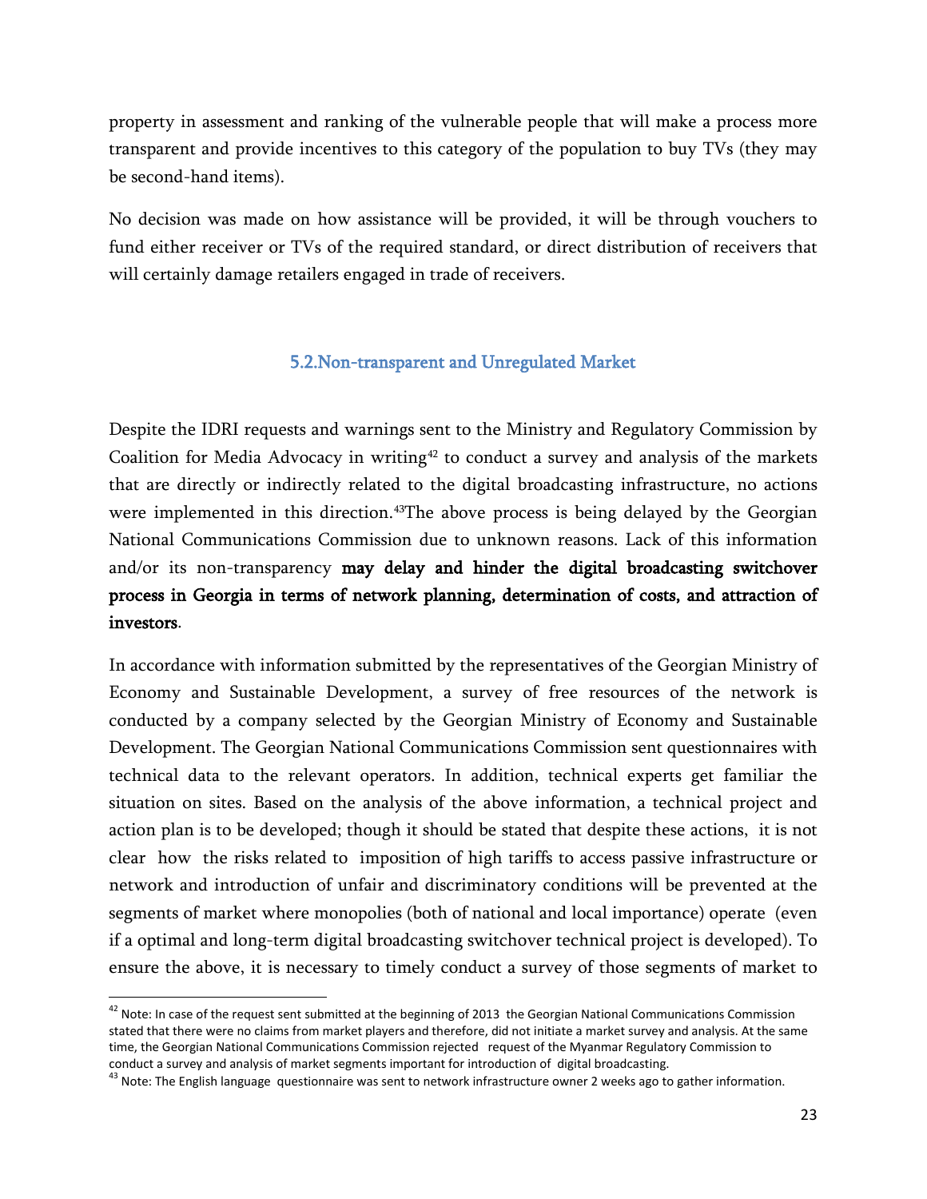property in assessment and ranking of the vulnerable people that will make a process more transparent and provide incentives to this category of the population to buy TVs (they may be second-hand items).

No decision was made on how assistance will be provided, it will be through vouchers to fund either receiver or TVs of the required standard, or direct distribution of receivers that will certainly damage retailers engaged in trade of receivers.

### 5.2.Non-transparent and Unregulated Market

Despite the IDRI requests and warnings sent to the Ministry and Regulatory Commission by Coalition for Media Advocacy in writing[42] to conduct a survey and analysis of the markets that are directly or indirectly related to the digital broadcasting infrastructure, no actions were implemented in this direction.[43]The above process is being delayed by the Georgian National Communications Commission due to unknown reasons. Lack of this information and/or its non-transparency **may delay and hinder the digital broadcasting switchover process in Georgia in terms of network planning, determination of costs, and attraction of investors**.

In accordance with information submitted by the representatives of the Georgian Ministry of Economy and Sustainable Development, a survey of free resources of the network is conducted by a company selected by the Georgian Ministry of Economy and Sustainable Development. The Georgian National Communications Commission sent questionnaires with technical data to the relevant operators. In addition, technical experts get familiar the situation on sites. Based on the analysis of the above information, a technical project and action plan is to be developed; though it should be stated that despite these actions, it is not clear how the risks related to imposition of high tariffs to access passive infrastructure or network and introduction of unfair and discriminatory conditions will be prevented at the segments of market where monopolies (both of national and local importance) operate (even if a optimal and long-term digital broadcasting switchover technical project is developed). To ensure the above, it is necessary to timely conduct a survey of those segments of market to

[42] Note: In case of the request sent submitted at the beginning of 2013 the Georgian National Communications Commission stated that there were no claims from market players and therefore, did not initiate a market survey and analysis. At the same time, the Georgian National Communications Commission rejected request of the Myanmar Regulatory Commission to conduct a survey and analysis of market segments important for introduction of digital broadcasting.

[43] Note: The English language questionnaire was sent to network infrastructure owner 2 weeks ago to gather information.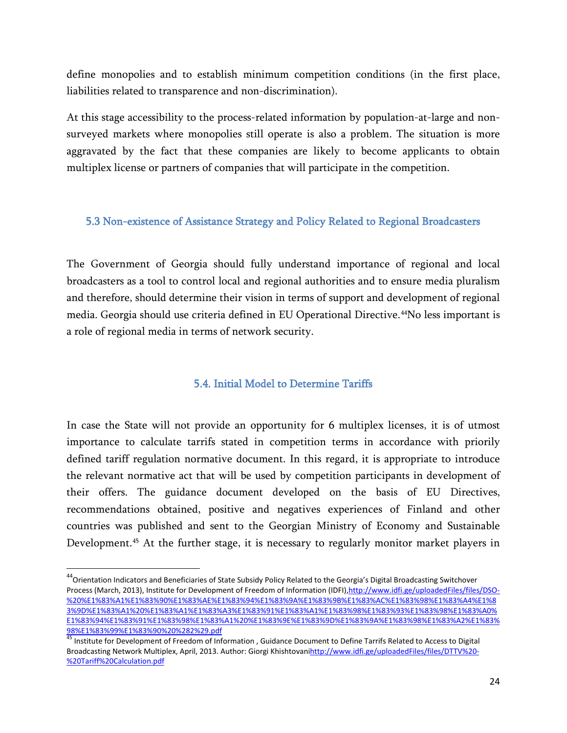define monopolies and to establish minimum competition conditions (in the first place, liabilities related to transparence and non-discrimination).

At this stage accessibility to the process-related information by population-at-large and non-surveyed markets where monopolies still operate is also a problem. The situation is more aggravated by the fact that these companies are likely to become applicants to obtain multiplex license or partners of companies that will participate in the competition.

### 5.3 Non-existence of Assistance Strategy and Policy Related to Regional Broadcasters

The Government of Georgia should fully understand importance of regional and local broadcasters as a tool to control local and regional authorities and to ensure media pluralism and therefore, should determine their vision in terms of support and development of regional media. Georgia should use criteria defined in EU Operational Directive.[44]No less important is a role of regional media in terms of network security.

### 5.4. Initial Model to Determine Tariffs

In case the State will not provide an opportunity for 6 multiplex licenses, it is of utmost importance to calculate tarrifs stated in competition terms in accordance with priorily defined tariff regulation normative document. In this regard, it is appropriate to introduce the relevant normative act that will be used by competition participants in development of their offers. The guidance document developed on the basis of EU Directives, recommendations obtained, positive and negatives experiences of Finland and other countries was published and sent to the Georgian Ministry of Economy and Sustainable Development.[45] At the further stage, it is necessary to regularly monitor market players in

---

[44] Orientation Indicators and Beneficiaries of State Subsidy Policy Related to the Georgia's Digital Broadcasting Switchover Process (March, 2013), Institute for Development of Freedom of Information (IDFI),http://www.idfi.ge/uploadedFiles/files/DSO-%20%E1%83%A1%E1%83%90%E1%83%AE%E1%83%94%E1%83%9A%E1%83%9B%E1%83%AC%E1%83%98%E1%83%A4%E1%83%9D%E1%83%A1%20%E1%83%A1%E1%83%A3%E1%83%91%E1%83%A1%E1%83%98%E1%83%93%E1%83%98%E1%83%A0%E1%83%94%E1%83%91%E1%83%98%E1%83%A1%20%E1%83%9E%E1%83%9D%E1%83%9A%E1%83%98%E1%83%A2%E1%83%98%E1%83%99%E1%83%90%20%282%29.pdf

[45] Institute for Development of Freedom of Information , Guidance Document to Define Tarrifs Related to Access to Digital Broadcasting Network Multiplex, April, 2013. Author: Giorgi Khishtovanihttp://www.idfi.ge/uploadedFiles/files/DTTV%20-%20Tariff%20Calculation.pdf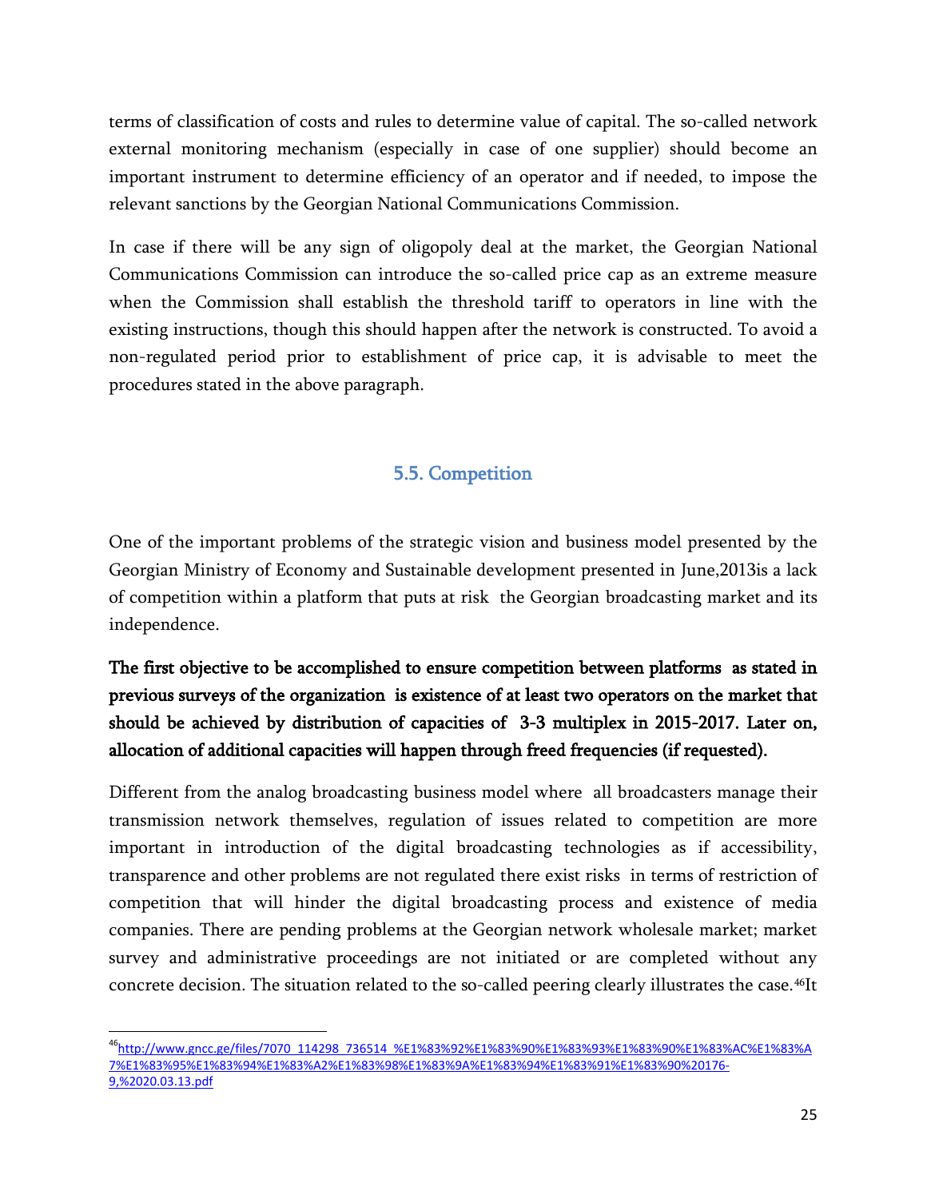terms of classification of costs and rules to determine value of capital. The so-called network external monitoring mechanism (especially in case of one supplier) should become an important instrument to determine efficiency of an operator and if needed, to impose the relevant sanctions by the Georgian National Communications Commission.

In case if there will be any sign of oligopoly deal at the market, the Georgian National Communications Commission can introduce the so-called price cap as an extreme measure when the Commission shall establish the threshold tariff to operators in line with the existing instructions, though this should happen after the network is constructed. To avoid a non-regulated period prior to establishment of price cap, it is advisable to meet the procedures stated in the above paragraph.

## 5.5. Competition

One of the important problems of the strategic vision and business model presented by the Georgian Ministry of Economy and Sustainable development presented in June,2013is a lack of competition within a platform that puts at risk the Georgian broadcasting market and its independence.

**The first objective to be accomplished to ensure competition between platforms as stated in previous surveys of the organization is existence of at least two operators on the market that should be achieved by distribution of capacities of 3-3 multiplex in 2015-2017. Later on, allocation of additional capacities will happen through freed frequencies (if requested).**

Different from the analog broadcasting business model where all broadcasters manage their transmission network themselves, regulation of issues related to competition are more important in introduction of the digital broadcasting technologies as if accessibility, transparence and other problems are not regulated there exist risks in terms of restriction of competition that will hinder the digital broadcasting process and existence of media companies. There are pending problems at the Georgian network wholesale market; market survey and administrative proceedings are not initiated or are completed without any concrete decision. The situation related to the so-called peering clearly illustrates the case.[46]It

[46] http://www.gncc.ge/files/7070_114298_736514_%E1%83%92%E1%83%90%E1%83%93%E1%83%90%E1%83%AC%E1%83%A7%E1%83%95%E1%83%94%E1%83%A2%E1%83%98%E1%83%9A%E1%83%94%E1%83%91%E1%83%90%20176-9,%2020.03.13.pdf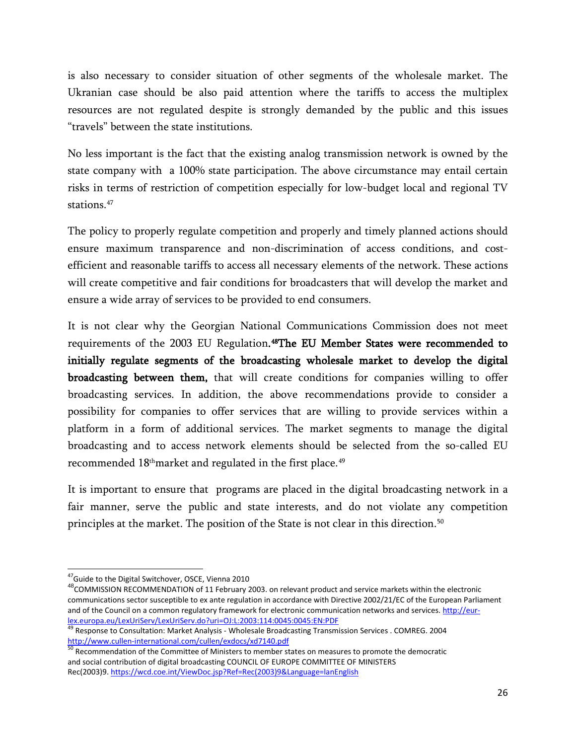is also necessary to consider situation of other segments of the wholesale market. The Ukranian case should be also paid attention where the tariffs to access the multiplex resources are not regulated despite is strongly demanded by the public and this issues "travels" between the state institutions.

No less important is the fact that the existing analog transmission network is owned by the state company with a 100% state participation. The above circumstance may entail certain risks in terms of restriction of competition especially for low-budget local and regional TV stations.[47]

The policy to properly regulate competition and properly and timely planned actions should ensure maximum transparence and non-discrimination of access conditions, and cost-efficient and reasonable tariffs to access all necessary elements of the network. These actions will create competitive and fair conditions for broadcasters that will develop the market and ensure a wide array of services to be provided to end consumers.

It is not clear why the Georgian National Communications Commission does not meet requirements of the 2003 EU Regulation.[48] **The EU Member States were recommended to initially regulate segments of the broadcasting wholesale market to develop the digital broadcasting between them,** that will create conditions for companies willing to offer broadcasting services. In addition, the above recommendations provide to consider a possibility for companies to offer services that are willing to provide services within a platform in a form of additional services. The market segments to manage the digital broadcasting and to access network elements should be selected from the so-called EU recommended 18th market and regulated in the first place.[49]

It is important to ensure that programs are placed in the digital broadcasting network in a fair manner, serve the public and state interests, and do not violate any competition principles at the market. The position of the State is not clear in this direction.[50]

---

[47] Guide to the Digital Switchover, OSCE, Vienna 2010

[48] COMMISSION RECOMMENDATION of 11 February 2003. on relevant product and service markets within the electronic communications sector susceptible to ex ante regulation in accordance with Directive 2002/21/EC of the European Parliament and of the Council on a common regulatory framework for electronic communication networks and services. http://eur-lex.europa.eu/LexUriServ/LexUriServ.do?uri=OJ:L:2003:114:0045:0045:EN:PDF

[49] Response to Consultation: Market Analysis - Wholesale Broadcasting Transmission Services . COMREG. 2004 http://www.cullen-international.com/cullen/exdocs/xd7140.pdf

[50] Recommendation of the Committee of Ministers to member states on measures to promote the democratic and social contribution of digital broadcasting COUNCIL OF EUROPE COMMITTEE OF MINISTERS Rec(2003)9. https://wcd.coe.int/ViewDoc.jsp?Ref=Rec(2003)9&Language=lanEnglish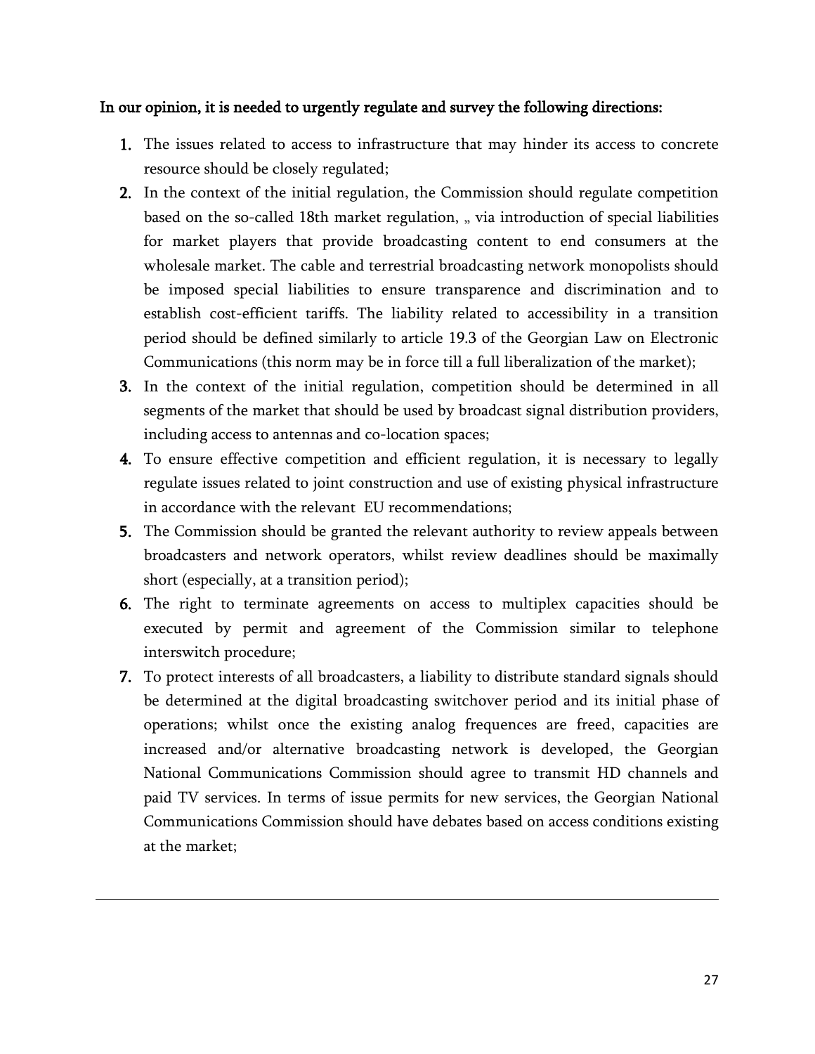**In our opinion, it is needed to urgently regulate and survey the following directions:**

1. The issues related to access to infrastructure that may hinder its access to concrete resource should be closely regulated;
2. In the context of the initial regulation, the Commission should regulate competition based on the so-called 18th market regulation, „ via introduction of special liabilities for market players that provide broadcasting content to end consumers at the wholesale market. The cable and terrestrial broadcasting network monopolists should be imposed special liabilities to ensure transparence and discrimination and to establish cost-efficient tariffs. The liability related to accessibility in a transition period should be defined similarly to article 19.3 of the Georgian Law on Electronic Communications (this norm may be in force till a full liberalization of the market);
3. In the context of the initial regulation, competition should be determined in all segments of the market that should be used by broadcast signal distribution providers, including access to antennas and co-location spaces;
4. To ensure effective competition and efficient regulation, it is necessary to legally regulate issues related to joint construction and use of existing physical infrastructure in accordance with the relevant EU recommendations;
5. The Commission should be granted the relevant authority to review appeals between broadcasters and network operators, whilst review deadlines should be maximally short (especially, at a transition period);
6. The right to terminate agreements on access to multiplex capacities should be executed by permit and agreement of the Commission similar to telephone interswitch procedure;
7. To protect interests of all broadcasters, a liability to distribute standard signals should be determined at the digital broadcasting switchover period and its initial phase of operations; whilst once the existing analog frequences are freed, capacities are increased and/or alternative broadcasting network is developed, the Georgian National Communications Commission should agree to transmit HD channels and paid TV services. In terms of issue permits for new services, the Georgian National Communications Commission should have debates based on access conditions existing at the market;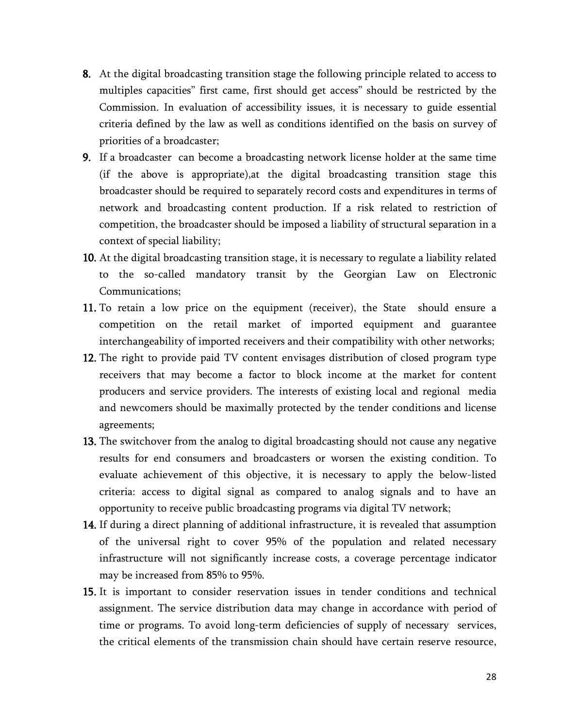8. At the digital broadcasting transition stage the following principle related to access to multiples capacities" first came, first should get access" should be restricted by the Commission. In evaluation of accessibility issues, it is necessary to guide essential criteria defined by the law as well as conditions identified on the basis on survey of priorities of a broadcaster;
9. If a broadcaster can become a broadcasting network license holder at the same time (if the above is appropriate),at the digital broadcasting transition stage this broadcaster should be required to separately record costs and expenditures in terms of network and broadcasting content production. If a risk related to restriction of competition, the broadcaster should be imposed a liability of structural separation in a context of special liability;
10. At the digital broadcasting transition stage, it is necessary to regulate a liability related to the so-called mandatory transit by the Georgian Law on Electronic Communications;
11. To retain a low price on the equipment (receiver), the State should ensure a competition on the retail market of imported equipment and guarantee interchangeability of imported receivers and their compatibility with other networks;
12. The right to provide paid TV content envisages distribution of closed program type receivers that may become a factor to block income at the market for content producers and service providers. The interests of existing local and regional media and newcomers should be maximally protected by the tender conditions and license agreements;
13. The switchover from the analog to digital broadcasting should not cause any negative results for end consumers and broadcasters or worsen the existing condition. To evaluate achievement of this objective, it is necessary to apply the below-listed criteria: access to digital signal as compared to analog signals and to have an opportunity to receive public broadcasting programs via digital TV network;
14. If during a direct planning of additional infrastructure, it is revealed that assumption of the universal right to cover 95% of the population and related necessary infrastructure will not significantly increase costs, a coverage percentage indicator may be increased from 85% to 95%.
15. It is important to consider reservation issues in tender conditions and technical assignment. The service distribution data may change in accordance with period of time or programs. To avoid long-term deficiencies of supply of necessary services, the critical elements of the transmission chain should have certain reserve resource,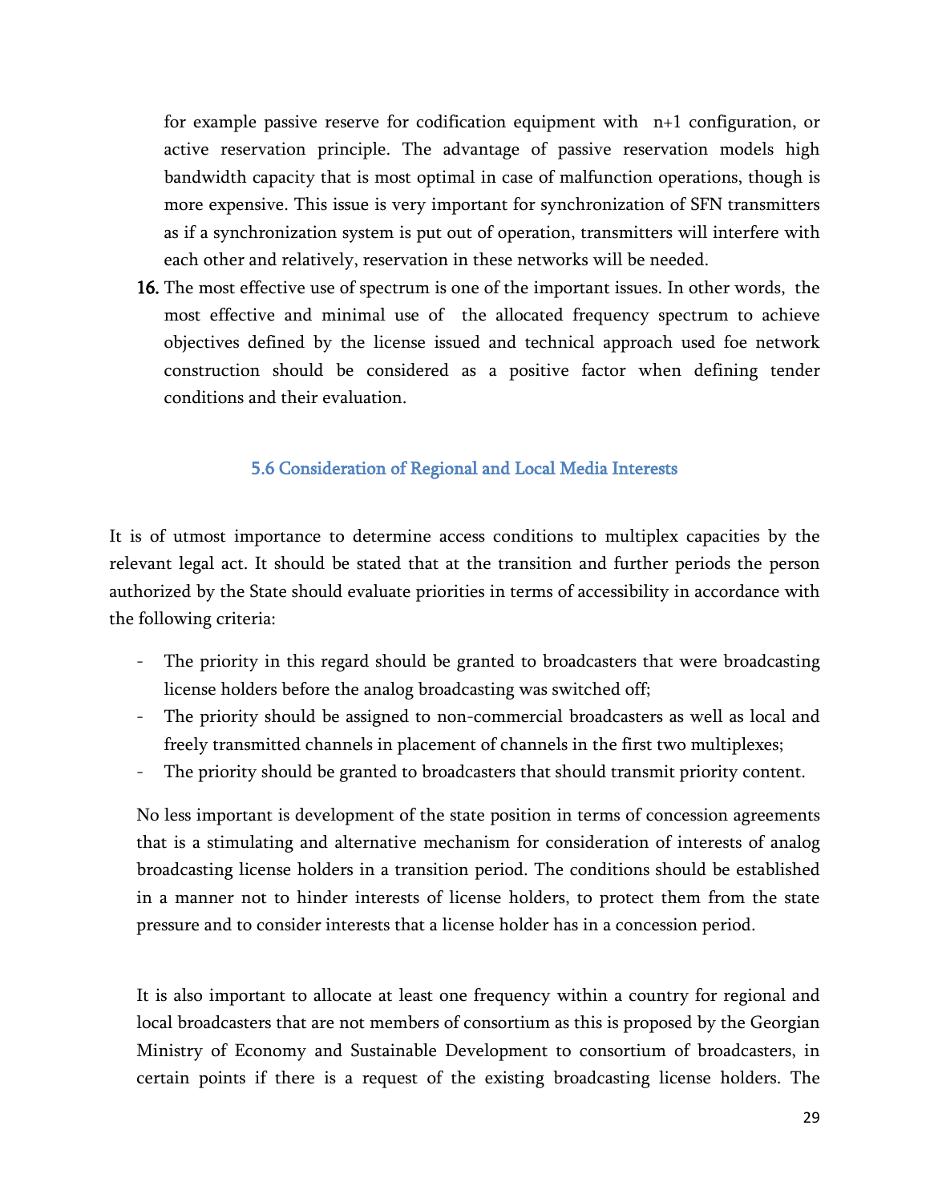for example passive reserve for codification equipment with n+1 configuration, or active reservation principle. The advantage of passive reservation models high bandwidth capacity that is most optimal in case of malfunction operations, though is more expensive. This issue is very important for synchronization of SFN transmitters as if a synchronization system is put out of operation, transmitters will interfere with each other and relatively, reservation in these networks will be needed.

16. The most effective use of spectrum is one of the important issues. In other words, the most effective and minimal use of the allocated frequency spectrum to achieve objectives defined by the license issued and technical approach used foe network construction should be considered as a positive factor when defining tender conditions and their evaluation.

### 5.6 Consideration of Regional and Local Media Interests

It is of utmost importance to determine access conditions to multiplex capacities by the relevant legal act. It should be stated that at the transition and further periods the person authorized by the State should evaluate priorities in terms of accessibility in accordance with the following criteria:

- The priority in this regard should be granted to broadcasters that were broadcasting license holders before the analog broadcasting was switched off;
- The priority should be assigned to non-commercial broadcasters as well as local and freely transmitted channels in placement of channels in the first two multiplexes;
- The priority should be granted to broadcasters that should transmit priority content.

No less important is development of the state position in terms of concession agreements that is a stimulating and alternative mechanism for consideration of interests of analog broadcasting license holders in a transition period. The conditions should be established in a manner not to hinder interests of license holders, to protect them from the state pressure and to consider interests that a license holder has in a concession period.

It is also important to allocate at least one frequency within a country for regional and local broadcasters that are not members of consortium as this is proposed by the Georgian Ministry of Economy and Sustainable Development to consortium of broadcasters, in certain points if there is a request of the existing broadcasting license holders. The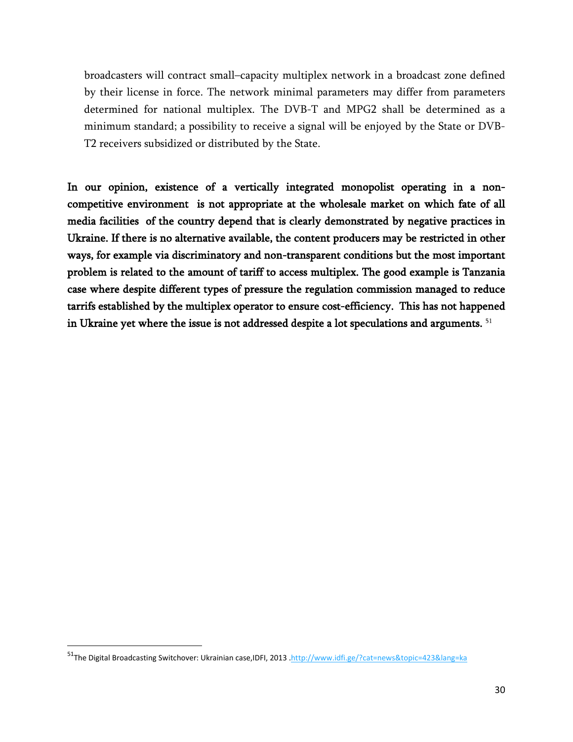broadcasters will contract small–capacity multiplex network in a broadcast zone defined by their license in force. The network minimal parameters may differ from parameters determined for national multiplex. The DVB-T and MPG2 shall be determined as a minimum standard; a possibility to receive a signal will be enjoyed by the State or DVB-T2 receivers subsidized or distributed by the State.

**In our opinion, existence of a vertically integrated monopolist operating in a non-competitive environment is not appropriate at the wholesale market on which fate of all media facilities of the country depend that is clearly demonstrated by negative practices in Ukraine. If there is no alternative available, the content producers may be restricted in other ways, for example via discriminatory and non-transparent conditions but the most important problem is related to the amount of tariff to access multiplex. The good example is Tanzania case where despite different types of pressure the regulation commission managed to reduce tarrifs established by the multiplex operator to ensure cost-efficiency. This has not happened in Ukraine yet where the issue is not addressed despite a lot speculations and arguments.** [51]

---

[51] The Digital Broadcasting Switchover: Ukrainian case, IDFI, 2013 .http://www.idfi.ge/?cat=news&topic=423&lang=ka